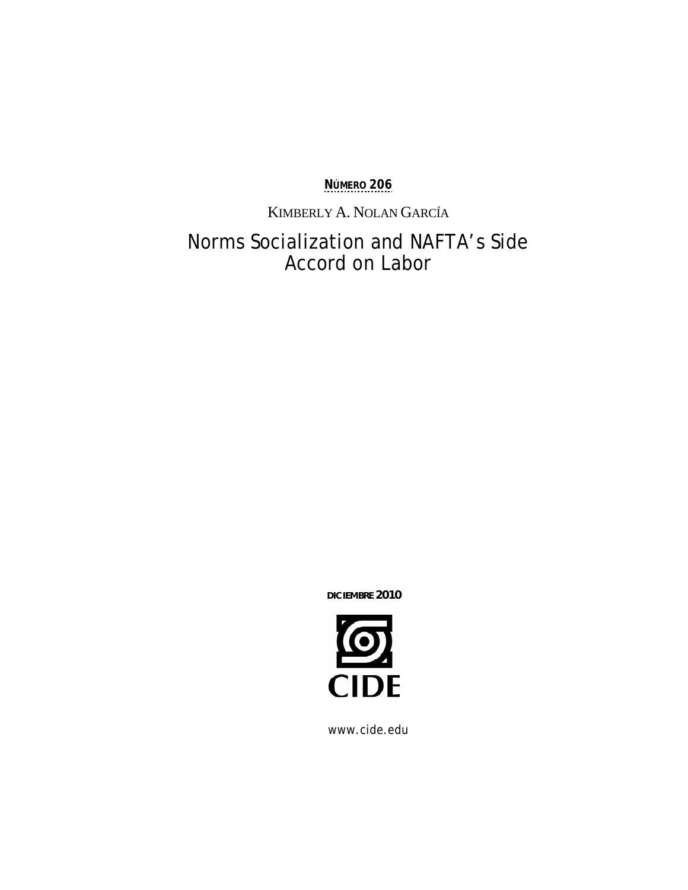**NÚMERO 206**

KIMBERLY A. NOLAN GARCÍA

# Norms Socialization and NAFTA's Side Accord on Labor

**DICIEMBRE 2010**

CIDE

www.cide.edu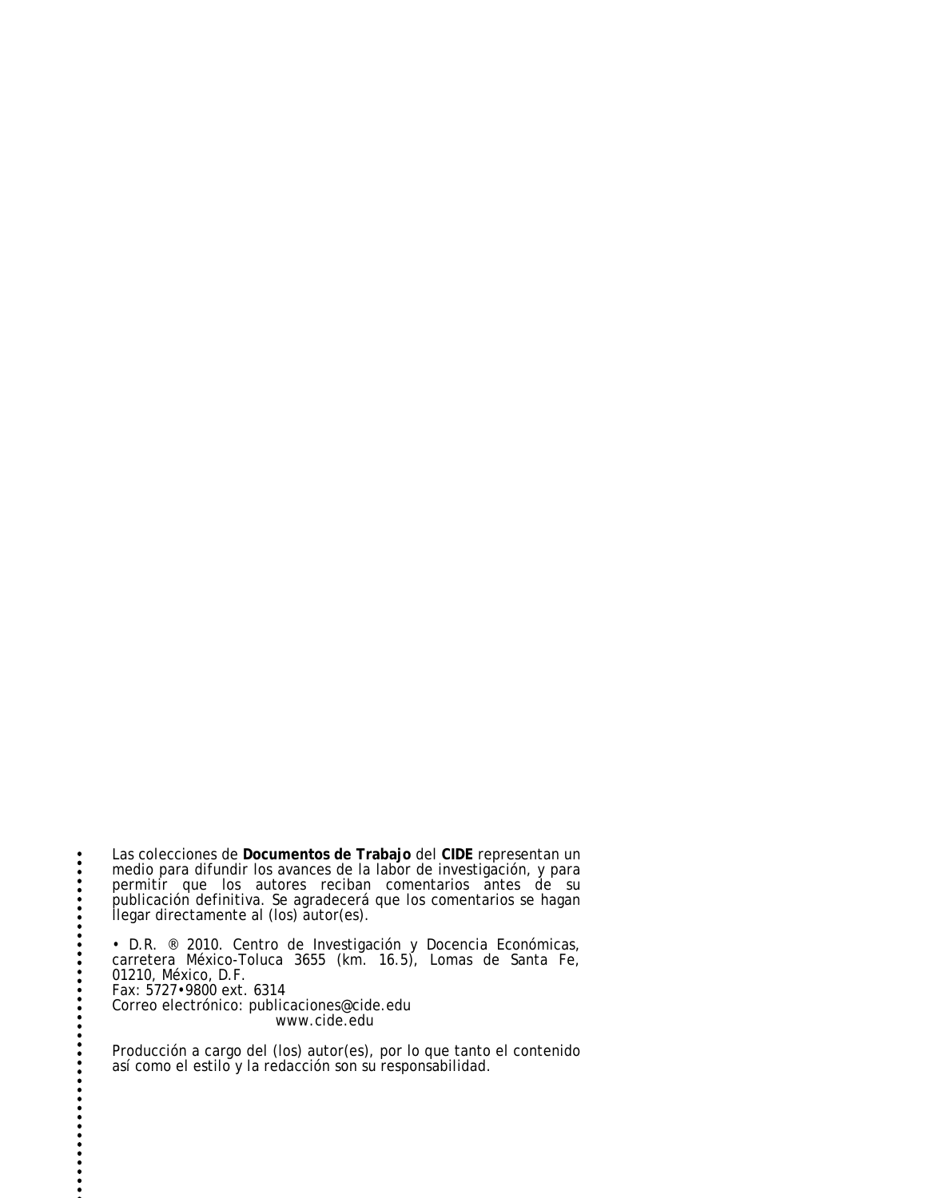Las colecciones de **Documentos de Trabajo** del **CIDE** representan un medio para difundir los avances de la labor de investigación, y para permitir que los autores reciban comentarios antes de su publicación definitiva. Se agradecerá que los comentarios se hagan llegar directamente al (los) autor(es).

• D.R. ® 2010. Centro de Investigación y Docencia Económicas, carretera México-Toluca 3655 (km. 16.5), Lomas de Santa Fe, 01210, México, D.F.
Fax: 5727•9800 ext. 6314
Correo electrónico: publicaciones@cide.edu
www.cide.edu

Producción a cargo del (los) autor(es), por lo que tanto el contenido así como el estilo y la redacción son su responsabilidad.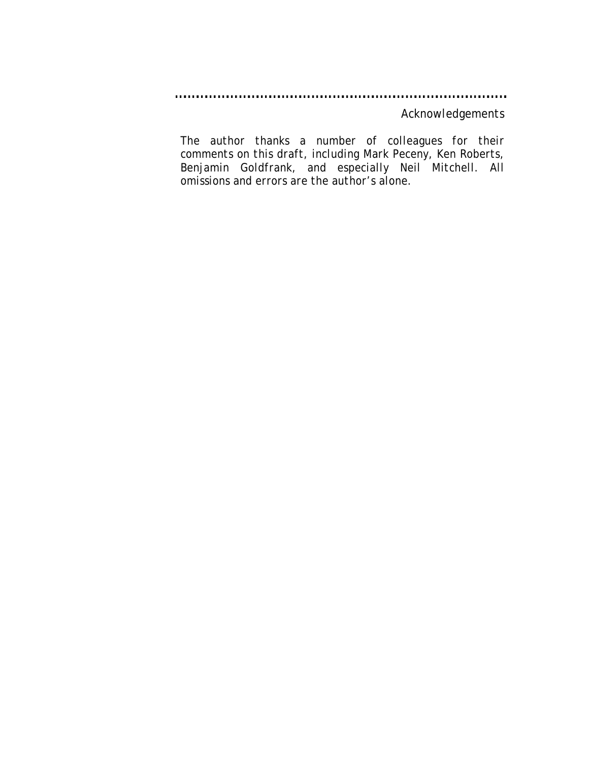## Acknowledgements

The author thanks a number of colleagues for their comments on this draft, including Mark Peceny, Ken Roberts, Benjamin Goldfrank, and especially Neil Mitchell. All omissions and errors are the author's alone.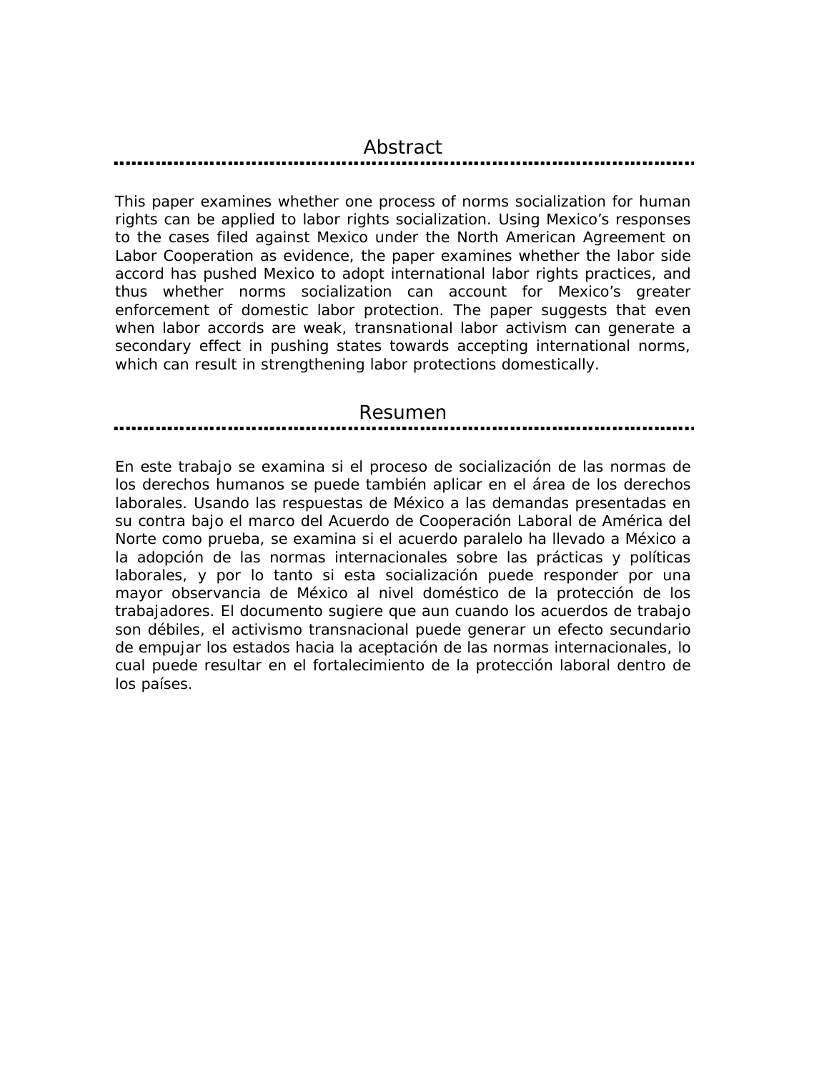## Abstract

This paper examines whether one process of norms socialization for human rights can be applied to labor rights socialization. Using Mexico's responses to the cases filed against Mexico under the North American Agreement on Labor Cooperation as evidence, the paper examines whether the labor side accord has pushed Mexico to adopt international labor rights practices, and thus whether norms socialization can account for Mexico's greater enforcement of domestic labor protection. The paper suggests that even when labor accords are weak, transnational labor activism can generate a secondary effect in pushing states towards accepting international norms, which can result in strengthening labor protections domestically.

## Resumen

En este trabajo se examina si el proceso de socialización de las normas de los derechos humanos se puede también aplicar en el área de los derechos laborales. Usando las respuestas de México a las demandas presentadas en su contra bajo el marco del Acuerdo de Cooperación Laboral de América del Norte como prueba, se examina si el acuerdo paralelo ha llevado a México a la adopción de las normas internacionales sobre las prácticas y políticas laborales, y por lo tanto si esta socialización puede responder por una mayor observancia de México al nivel doméstico de la protección de los trabajadores. El documento sugiere que aun cuando los acuerdos de trabajo son débiles, el activismo transnacional puede generar un efecto secundario de empujar los estados hacia la aceptación de las normas internacionales, lo cual puede resultar en el fortalecimiento de la protección laboral dentro de los países.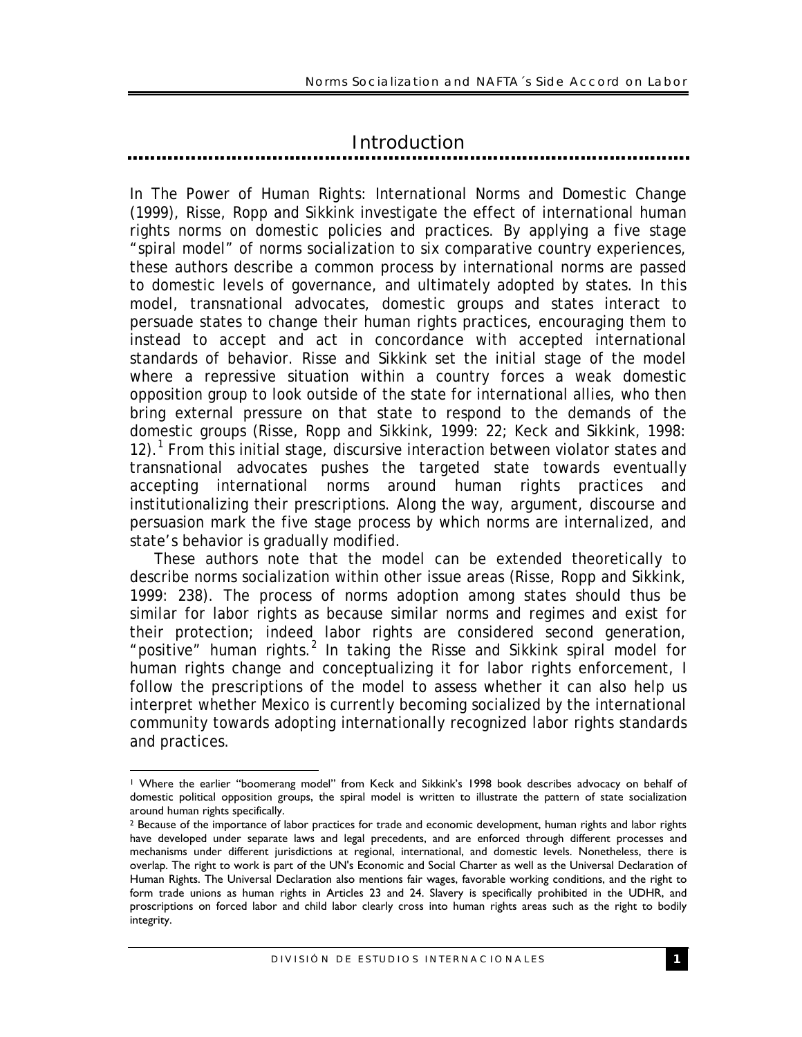# Introduction

In The Power of Human Rights: International Norms and Domestic Change (1999), Risse, Ropp and Sikkink investigate the effect of international human rights norms on domestic policies and practices. By applying a five stage "spiral model" of norms socialization to six comparative country experiences, these authors describe a common process by international norms are passed to domestic levels of governance, and ultimately adopted by states. In this model, transnational advocates, domestic groups and states interact to persuade states to change their human rights practices, encouraging them to instead to accept and act in concordance with accepted international standards of behavior. Risse and Sikkink set the initial stage of the model where a repressive situation within a country forces a weak domestic opposition group to look outside of the state for international allies, who then bring external pressure on that state to respond to the demands of the domestic groups (Risse, Ropp and Sikkink, 1999: 22; Keck and Sikkink, 1998: 12).[1] From this initial stage, discursive interaction between violator states and transnational advocates pushes the targeted state towards eventually accepting international norms around human rights practices and institutionalizing their prescriptions. Along the way, argument, discourse and persuasion mark the five stage process by which norms are internalized, and state's behavior is gradually modified.

These authors note that the model can be extended theoretically to describe norms socialization within other issue areas (Risse, Ropp and Sikkink, 1999: 238). The process of norms adoption among states should thus be similar for labor rights as because similar norms and regimes and exist for their protection; indeed labor rights are considered second generation, "positive" human rights.[2] In taking the Risse and Sikkink spiral model for human rights change and conceptualizing it for labor rights enforcement, I follow the prescriptions of the model to assess whether it can also help us interpret whether Mexico is currently becoming socialized by the international community towards adopting internationally recognized labor rights standards and practices.

---

[1] Where the earlier "boomerang model" from Keck and Sikkink's 1998 book describes advocacy on behalf of domestic political opposition groups, the spiral model is written to illustrate the pattern of state socialization around human rights specifically.

[2] Because of the importance of labor practices for trade and economic development, human rights and labor rights have developed under separate laws and legal precedents, and are enforced through different processes and mechanisms under different jurisdictions at regional, international, and domestic levels. Nonetheless, there is overlap. The right to work is part of the UN's Economic and Social Charter as well as the Universal Declaration of Human Rights. The Universal Declaration also mentions fair wages, favorable working conditions, and the right to form trade unions as human rights in Articles 23 and 24. Slavery is specifically prohibited in the UDHR, and proscriptions on forced labor and child labor clearly cross into human rights areas such as the right to bodily integrity.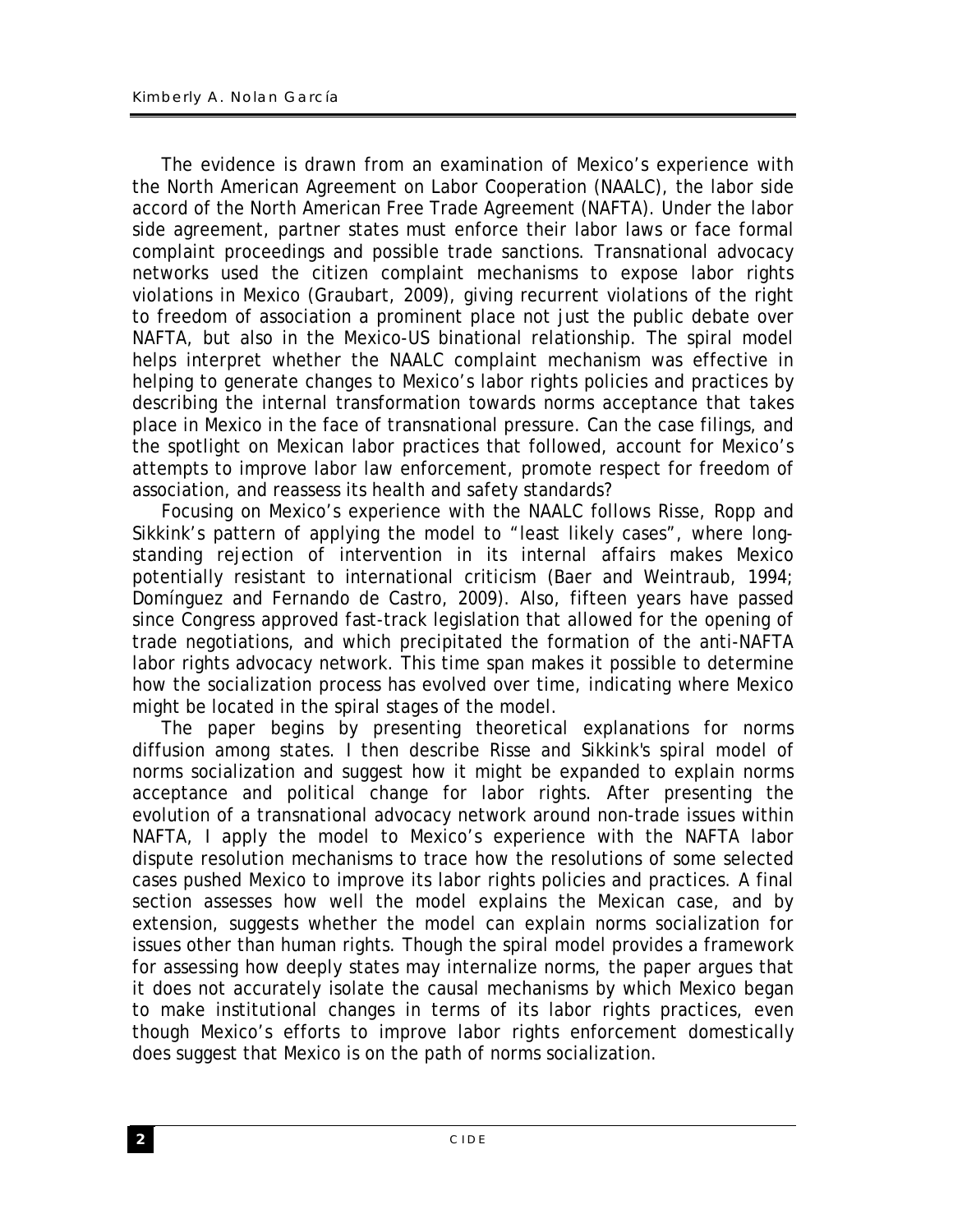The evidence is drawn from an examination of Mexico's experience with the North American Agreement on Labor Cooperation (NAALC), the labor side accord of the North American Free Trade Agreement (NAFTA). Under the labor side agreement, partner states must enforce their labor laws or face formal complaint proceedings and possible trade sanctions. Transnational advocacy networks used the citizen complaint mechanisms to expose labor rights violations in Mexico (Graubart, 2009), giving recurrent violations of the right to freedom of association a prominent place not just the public debate over NAFTA, but also in the Mexico-US binational relationship. The spiral model helps interpret whether the NAALC complaint mechanism was effective in helping to generate changes to Mexico's labor rights policies and practices by describing the internal transformation towards norms acceptance that takes place in Mexico in the face of transnational pressure. Can the case filings, and the spotlight on Mexican labor practices that followed, account for Mexico's attempts to improve labor law enforcement, promote respect for freedom of association, and reassess its health and safety standards?

Focusing on Mexico's experience with the NAALC follows Risse, Ropp and Sikkink's pattern of applying the model to "least likely cases", where long-standing rejection of intervention in its internal affairs makes Mexico potentially resistant to international criticism (Baer and Weintraub, 1994; Domínguez and Fernando de Castro, 2009). Also, fifteen years have passed since Congress approved fast-track legislation that allowed for the opening of trade negotiations, and which precipitated the formation of the anti-NAFTA labor rights advocacy network. This time span makes it possible to determine how the socialization process has evolved over time, indicating where Mexico might be located in the spiral stages of the model.

The paper begins by presenting theoretical explanations for norms diffusion among states. I then describe Risse and Sikkink's spiral model of norms socialization and suggest how it might be expanded to explain norms acceptance and political change for labor rights. After presenting the evolution of a transnational advocacy network around non-trade issues within NAFTA, I apply the model to Mexico's experience with the NAFTA labor dispute resolution mechanisms to trace how the resolutions of some selected cases pushed Mexico to improve its labor rights policies and practices. A final section assesses how well the model explains the Mexican case, and by extension, suggests whether the model can explain norms socialization for issues other than human rights. Though the spiral model provides a framework for assessing how deeply states may internalize norms, the paper argues that it does not accurately isolate the causal mechanisms by which Mexico began to make institutional changes in terms of its labor rights practices, even though Mexico's efforts to improve labor rights enforcement domestically does suggest that Mexico is on the path of norms socialization.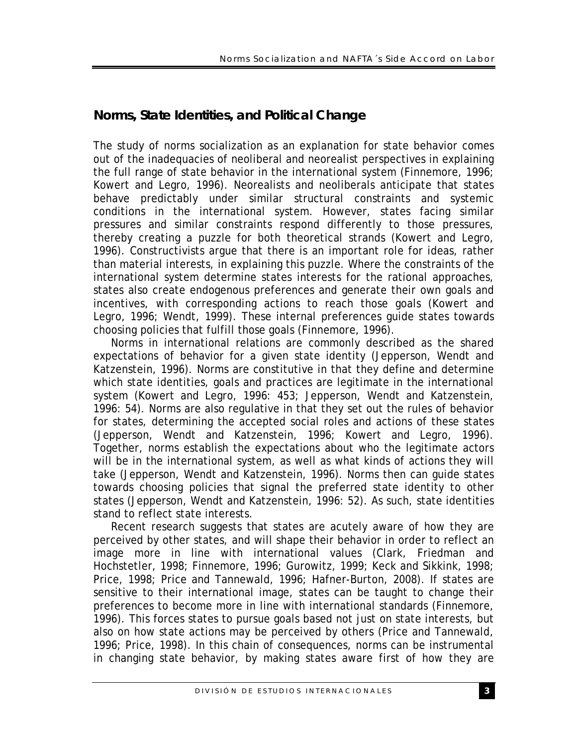## Norms, State Identities, and Political Change

The study of norms socialization as an explanation for state behavior comes out of the inadequacies of neoliberal and neorealist perspectives in explaining the full range of state behavior in the international system (Finnemore, 1996; Kowert and Legro, 1996). Neorealists and neoliberals anticipate that states behave predictably under similar structural constraints and systemic conditions in the international system. However, states facing similar pressures and similar constraints respond differently to those pressures, thereby creating a puzzle for both theoretical strands (Kowert and Legro, 1996). Constructivists argue that there is an important role for ideas, rather than material interests, in explaining this puzzle. Where the constraints of the international system determine states interests for the rational approaches, states also create endogenous preferences and generate their own goals and incentives, with corresponding actions to reach those goals (Kowert and Legro, 1996; Wendt, 1999). These internal preferences guide states towards choosing policies that fulfill those goals (Finnemore, 1996).

Norms in international relations are commonly described as the shared expectations of behavior for a given state identity (Jepperson, Wendt and Katzenstein, 1996). Norms are constitutive in that they define and determine which state identities, goals and practices are legitimate in the international system (Kowert and Legro, 1996: 453; Jepperson, Wendt and Katzenstein, 1996: 54). Norms are also regulative in that they set out the rules of behavior for states, determining the accepted social roles and actions of these states (Jepperson, Wendt and Katzenstein, 1996; Kowert and Legro, 1996). Together, norms establish the expectations about who the legitimate actors will be in the international system, as well as what kinds of actions they will take (Jepperson, Wendt and Katzenstein, 1996). Norms then can guide states towards choosing policies that signal the preferred state identity to other states (Jepperson, Wendt and Katzenstein, 1996: 52). As such, state identities stand to reflect state interests.

Recent research suggests that states are acutely aware of how they are perceived by other states, and will shape their behavior in order to reflect an image more in line with international values (Clark, Friedman and Hochstetler, 1998; Finnemore, 1996; Gurowitz, 1999; Keck and Sikkink, 1998; Price, 1998; Price and Tannewald, 1996; Hafner-Burton, 2008). If states are sensitive to their international image, states can be taught to change their preferences to become more in line with international standards (Finnemore, 1996). This forces states to pursue goals based not just on state interests, but also on how state actions may be perceived by others (Price and Tannewald, 1996; Price, 1998). In this chain of consequences, norms can be instrumental in changing state behavior, by making states aware first of how they are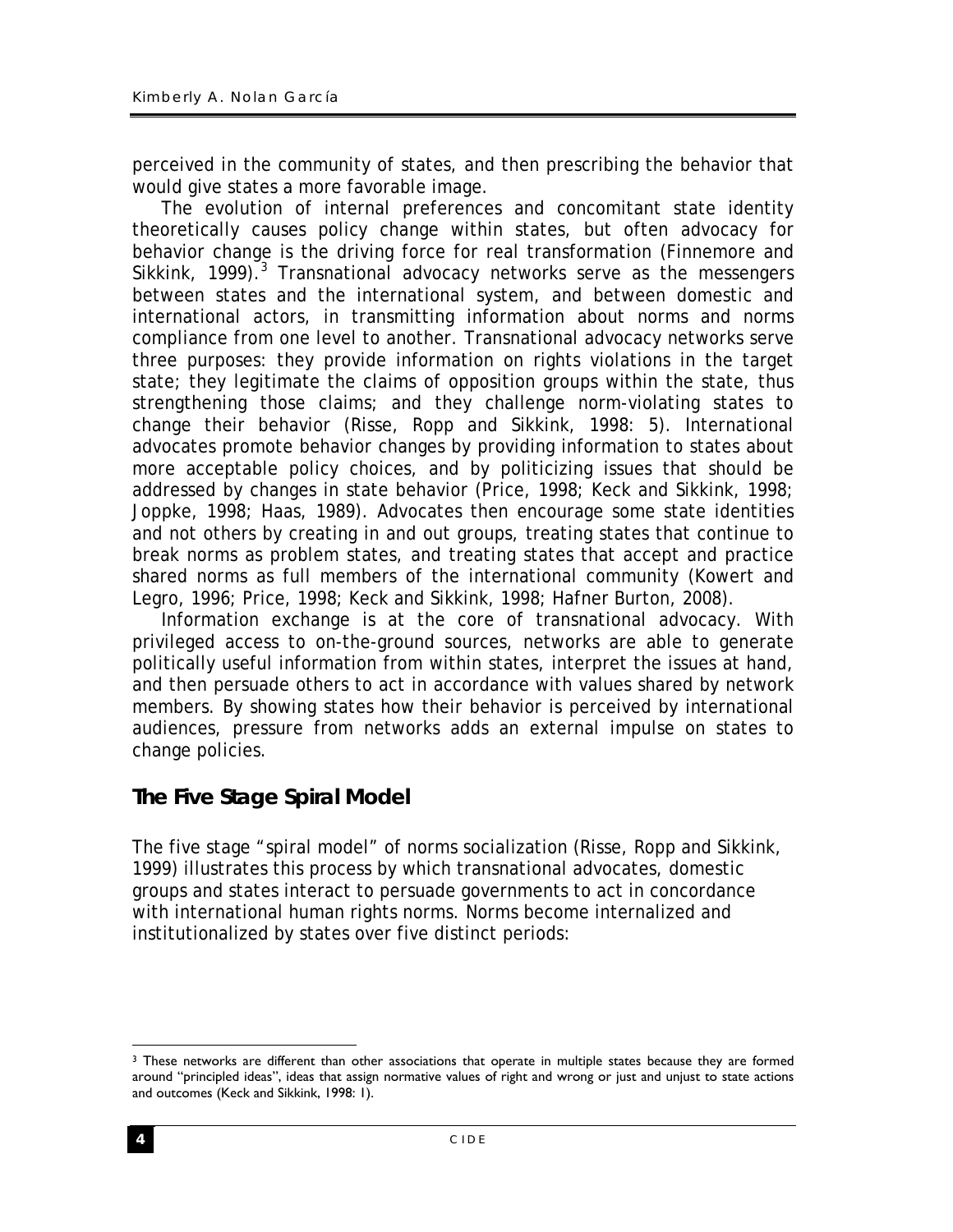perceived in the community of states, and then prescribing the behavior that would give states a more favorable image.

The evolution of internal preferences and concomitant state identity theoretically causes policy change within states, but often advocacy for behavior change is the driving force for real transformation (Finnemore and Sikkink, 1999).[3] Transnational advocacy networks serve as the messengers between states and the international system, and between domestic and international actors, in transmitting information about norms and norms compliance from one level to another. Transnational advocacy networks serve three purposes: they provide information on rights violations in the target state; they legitimate the claims of opposition groups within the state, thus strengthening those claims; and they challenge norm-violating states to change their behavior (Risse, Ropp and Sikkink, 1998: 5). International advocates promote behavior changes by providing information to states about more acceptable policy choices, and by politicizing issues that should be addressed by changes in state behavior (Price, 1998; Keck and Sikkink, 1998; Joppke, 1998; Haas, 1989). Advocates then encourage some state identities and not others by creating in and out groups, treating states that continue to break norms as problem states, and treating states that accept and practice shared norms as full members of the international community (Kowert and Legro, 1996; Price, 1998; Keck and Sikkink, 1998; Hafner Burton, 2008).

Information exchange is at the core of transnational advocacy. With privileged access to on-the-ground sources, networks are able to generate politically useful information from within states, interpret the issues at hand, and then persuade others to act in accordance with values shared by network members. By showing states how their behavior is perceived by international audiences, pressure from networks adds an external impulse on states to change policies.

## The Five Stage Spiral Model

The five stage "spiral model" of norms socialization (Risse, Ropp and Sikkink, 1999) illustrates this process by which transnational advocates, domestic groups and states interact to persuade governments to act in concordance with international human rights norms. Norms become internalized and institutionalized by states over five distinct periods:

[3] These networks are different than other associations that operate in multiple states because they are formed around "principled ideas", ideas that assign normative values of right and wrong or just and unjust to state actions and outcomes (Keck and Sikkink, 1998: 1).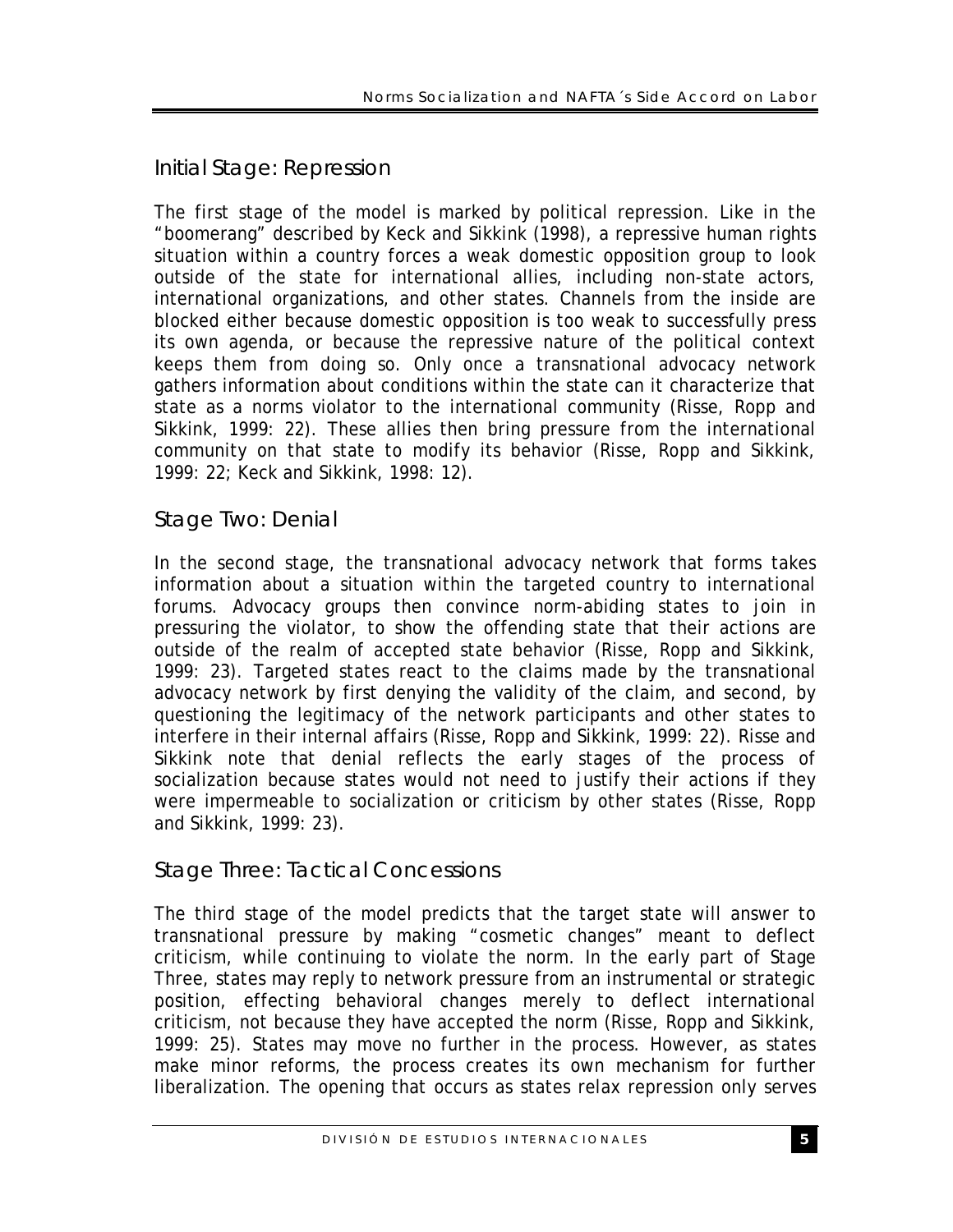## Initial Stage: Repression

The first stage of the model is marked by political repression. Like in the "boomerang" described by Keck and Sikkink (1998), a repressive human rights situation within a country forces a weak domestic opposition group to look outside of the state for international allies, including non-state actors, international organizations, and other states. Channels from the inside are blocked either because domestic opposition is too weak to successfully press its own agenda, or because the repressive nature of the political context keeps them from doing so. Only once a transnational advocacy network gathers information about conditions within the state can it characterize that state as a norms violator to the international community (Risse, Ropp and Sikkink, 1999: 22). These allies then bring pressure from the international community on that state to modify its behavior (Risse, Ropp and Sikkink, 1999: 22; Keck and Sikkink, 1998: 12).

## Stage Two: Denial

In the second stage, the transnational advocacy network that forms takes information about a situation within the targeted country to international forums. Advocacy groups then convince norm-abiding states to join in pressuring the violator, to show the offending state that their actions are outside of the realm of accepted state behavior (Risse, Ropp and Sikkink, 1999: 23). Targeted states react to the claims made by the transnational advocacy network by first denying the validity of the claim, and second, by questioning the legitimacy of the network participants and other states to interfere in their internal affairs (Risse, Ropp and Sikkink, 1999: 22). Risse and Sikkink note that denial reflects the early stages of the process of socialization because states would not need to justify their actions if they were impermeable to socialization or criticism by other states (Risse, Ropp and Sikkink, 1999: 23).

## Stage Three: Tactical Concessions

The third stage of the model predicts that the target state will answer to transnational pressure by making "cosmetic changes" meant to deflect criticism, while continuing to violate the norm. In the early part of Stage Three, states may reply to network pressure from an instrumental or strategic position, effecting behavioral changes merely to deflect international criticism, not because they have accepted the norm (Risse, Ropp and Sikkink, 1999: 25). States may move no further in the process. However, as states make minor reforms, the process creates its own mechanism for further liberalization. The opening that occurs as states relax repression only serves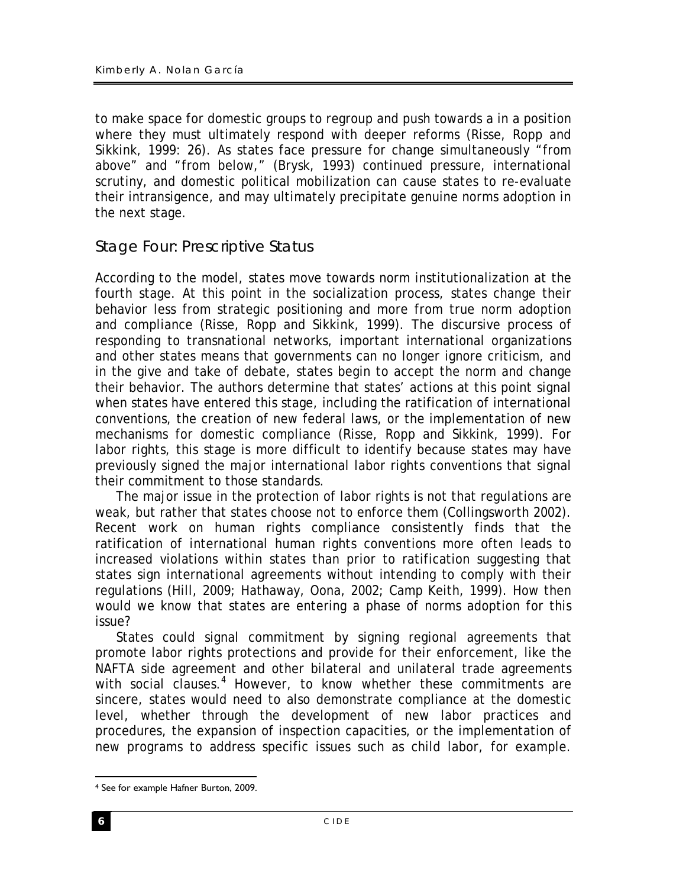to make space for domestic groups to regroup and push towards a in a position where they must ultimately respond with deeper reforms (Risse, Ropp and Sikkink, 1999: 26). As states face pressure for change simultaneously "from above" and "from below," (Brysk, 1993) continued pressure, international scrutiny, and domestic political mobilization can cause states to re-evaluate their intransigence, and may ultimately precipitate genuine norms adoption in the next stage.

## Stage Four: Prescriptive Status

According to the model, states move towards norm institutionalization at the fourth stage. At this point in the socialization process, states change their behavior less from strategic positioning and more from true norm adoption and compliance (Risse, Ropp and Sikkink, 1999). The discursive process of responding to transnational networks, important international organizations and other states means that governments can no longer ignore criticism, and in the give and take of debate, states begin to accept the norm and change their behavior. The authors determine that states' actions at this point signal when states have entered this stage, including the ratification of international conventions, the creation of new federal laws, or the implementation of new mechanisms for domestic compliance (Risse, Ropp and Sikkink, 1999). For labor rights, this stage is more difficult to identify because states may have previously signed the major international labor rights conventions that signal their commitment to those standards.

The major issue in the protection of labor rights is not that regulations are weak, but rather that states choose not to enforce them (Collingsworth 2002). Recent work on human rights compliance consistently finds that the ratification of international human rights conventions more often leads to increased violations within states than prior to ratification suggesting that states sign international agreements without intending to comply with their regulations (Hill, 2009; Hathaway, Oona, 2002; Camp Keith, 1999). How then would we know that states are entering a phase of norms adoption for this issue?

States could signal commitment by signing regional agreements that promote labor rights protections and provide for their enforcement, like the NAFTA side agreement and other bilateral and unilateral trade agreements with social clauses.[4] However, to know whether these commitments are sincere, states would need to also demonstrate compliance at the domestic level, whether through the development of new labor practices and procedures, the expansion of inspection capacities, or the implementation of new programs to address specific issues such as child labor, for example.

[4] See for example Hafner Burton, 2009.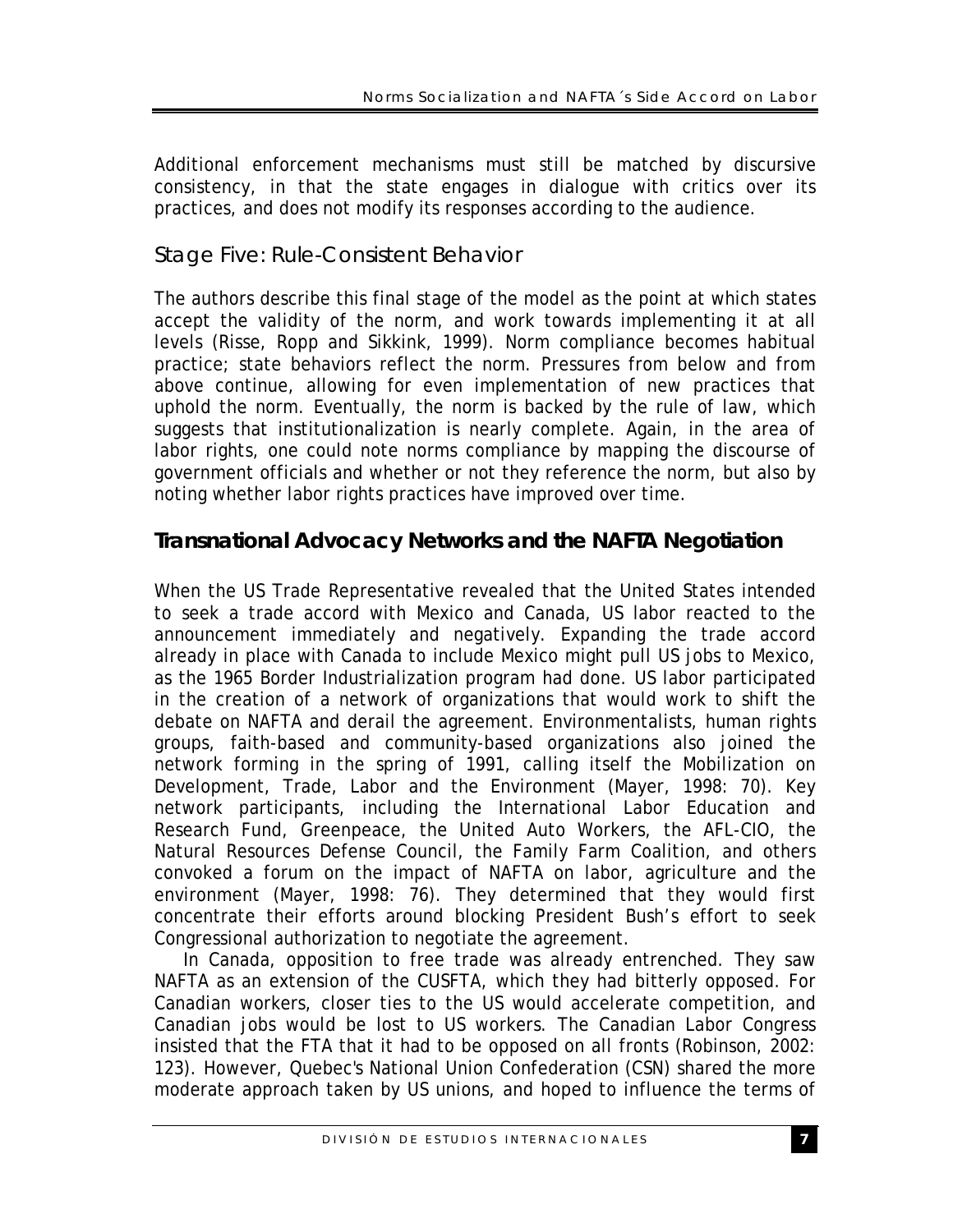Additional enforcement mechanisms must still be matched by discursive consistency, in that the state engages in dialogue with critics over its practices, and does not modify its responses according to the audience.

### Stage Five: Rule-Consistent Behavior

The authors describe this final stage of the model as the point at which states accept the validity of the norm, and work towards implementing it at all levels (Risse, Ropp and Sikkink, 1999). Norm compliance becomes habitual practice; state behaviors reflect the norm. Pressures from below and from above continue, allowing for even implementation of new practices that uphold the norm. Eventually, the norm is backed by the rule of law, which suggests that institutionalization is nearly complete. Again, in the area of labor rights, one could note norms compliance by mapping the discourse of government officials and whether or not they reference the norm, but also by noting whether labor rights practices have improved over time.

## Transnational Advocacy Networks and the NAFTA Negotiation

When the US Trade Representative revealed that the United States intended to seek a trade accord with Mexico and Canada, US labor reacted to the announcement immediately and negatively. Expanding the trade accord already in place with Canada to include Mexico might pull US jobs to Mexico, as the 1965 Border Industrialization program had done. US labor participated in the creation of a network of organizations that would work to shift the debate on NAFTA and derail the agreement. Environmentalists, human rights groups, faith-based and community-based organizations also joined the network forming in the spring of 1991, calling itself the Mobilization on Development, Trade, Labor and the Environment (Mayer, 1998: 70). Key network participants, including the International Labor Education and Research Fund, Greenpeace, the United Auto Workers, the AFL-CIO, the Natural Resources Defense Council, the Family Farm Coalition, and others convoked a forum on the impact of NAFTA on labor, agriculture and the environment (Mayer, 1998: 76). They determined that they would first concentrate their efforts around blocking President Bush's effort to seek Congressional authorization to negotiate the agreement.

In Canada, opposition to free trade was already entrenched. They saw NAFTA as an extension of the CUSFTA, which they had bitterly opposed. For Canadian workers, closer ties to the US would accelerate competition, and Canadian jobs would be lost to US workers. The Canadian Labor Congress insisted that the FTA that it had to be opposed on all fronts (Robinson, 2002: 123). However, Quebec's National Union Confederation (CSN) shared the more moderate approach taken by US unions, and hoped to influence the terms of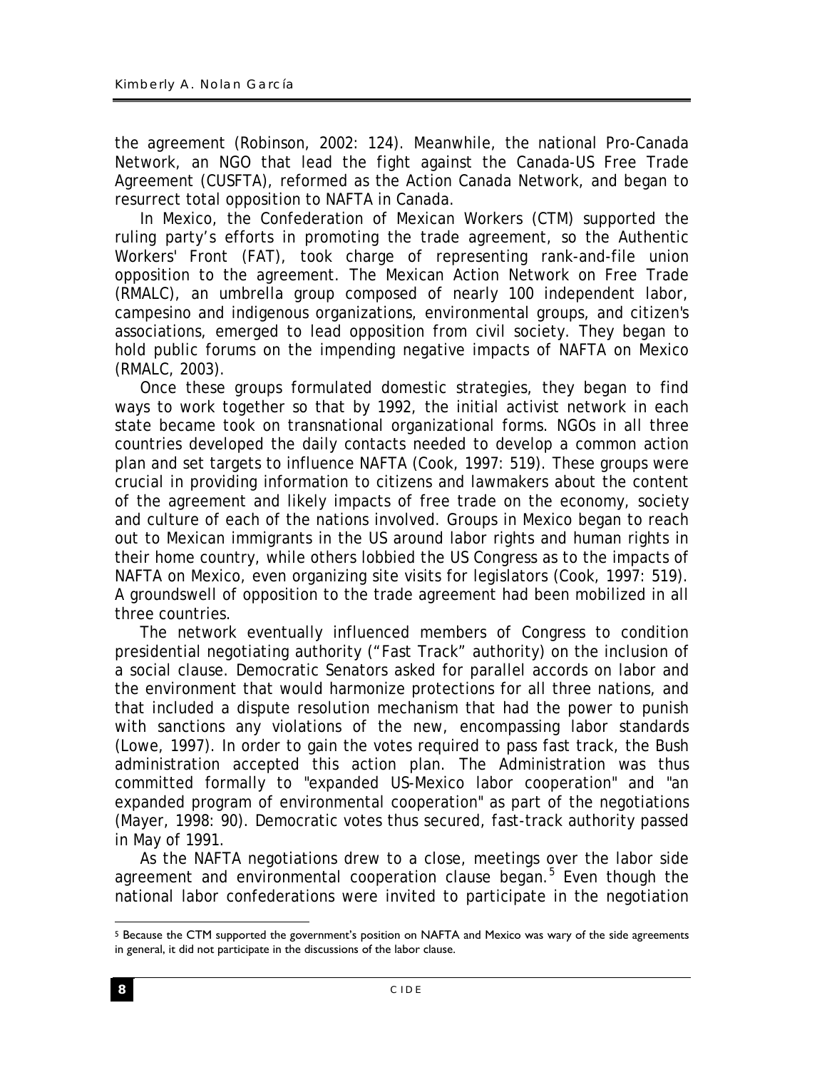the agreement (Robinson, 2002: 124). Meanwhile, the national Pro-Canada Network, an NGO that lead the fight against the Canada-US Free Trade Agreement (CUSFTA), reformed as the Action Canada Network, and began to resurrect total opposition to NAFTA in Canada.

In Mexico, the Confederation of Mexican Workers (CTM) supported the ruling party's efforts in promoting the trade agreement, so the Authentic Workers' Front (FAT), took charge of representing rank-and-file union opposition to the agreement. The Mexican Action Network on Free Trade (RMALC), an umbrella group composed of nearly 100 independent labor, campesino and indigenous organizations, environmental groups, and citizen's associations, emerged to lead opposition from civil society. They began to hold public forums on the impending negative impacts of NAFTA on Mexico (RMALC, 2003).

Once these groups formulated domestic strategies, they began to find ways to work together so that by 1992, the initial activist network in each state became took on transnational organizational forms. NGOs in all three countries developed the daily contacts needed to develop a common action plan and set targets to influence NAFTA (Cook, 1997: 519). These groups were crucial in providing information to citizens and lawmakers about the content of the agreement and likely impacts of free trade on the economy, society and culture of each of the nations involved. Groups in Mexico began to reach out to Mexican immigrants in the US around labor rights and human rights in their home country, while others lobbied the US Congress as to the impacts of NAFTA on Mexico, even organizing site visits for legislators (Cook, 1997: 519). A groundswell of opposition to the trade agreement had been mobilized in all three countries.

The network eventually influenced members of Congress to condition presidential negotiating authority ("Fast Track" authority) on the inclusion of a social clause. Democratic Senators asked for parallel accords on labor and the environment that would harmonize protections for all three nations, and that included a dispute resolution mechanism that had the power to punish with sanctions any violations of the new, encompassing labor standards (Lowe, 1997). In order to gain the votes required to pass fast track, the Bush administration accepted this action plan. The Administration was thus committed formally to "expanded US-Mexico labor cooperation" and "an expanded program of environmental cooperation" as part of the negotiations (Mayer, 1998: 90). Democratic votes thus secured, fast-track authority passed in May of 1991.

As the NAFTA negotiations drew to a close, meetings over the labor side agreement and environmental cooperation clause began.[5] Even though the national labor confederations were invited to participate in the negotiation

[5] Because the CTM supported the government's position on NAFTA and Mexico was wary of the side agreements in general, it did not participate in the discussions of the labor clause.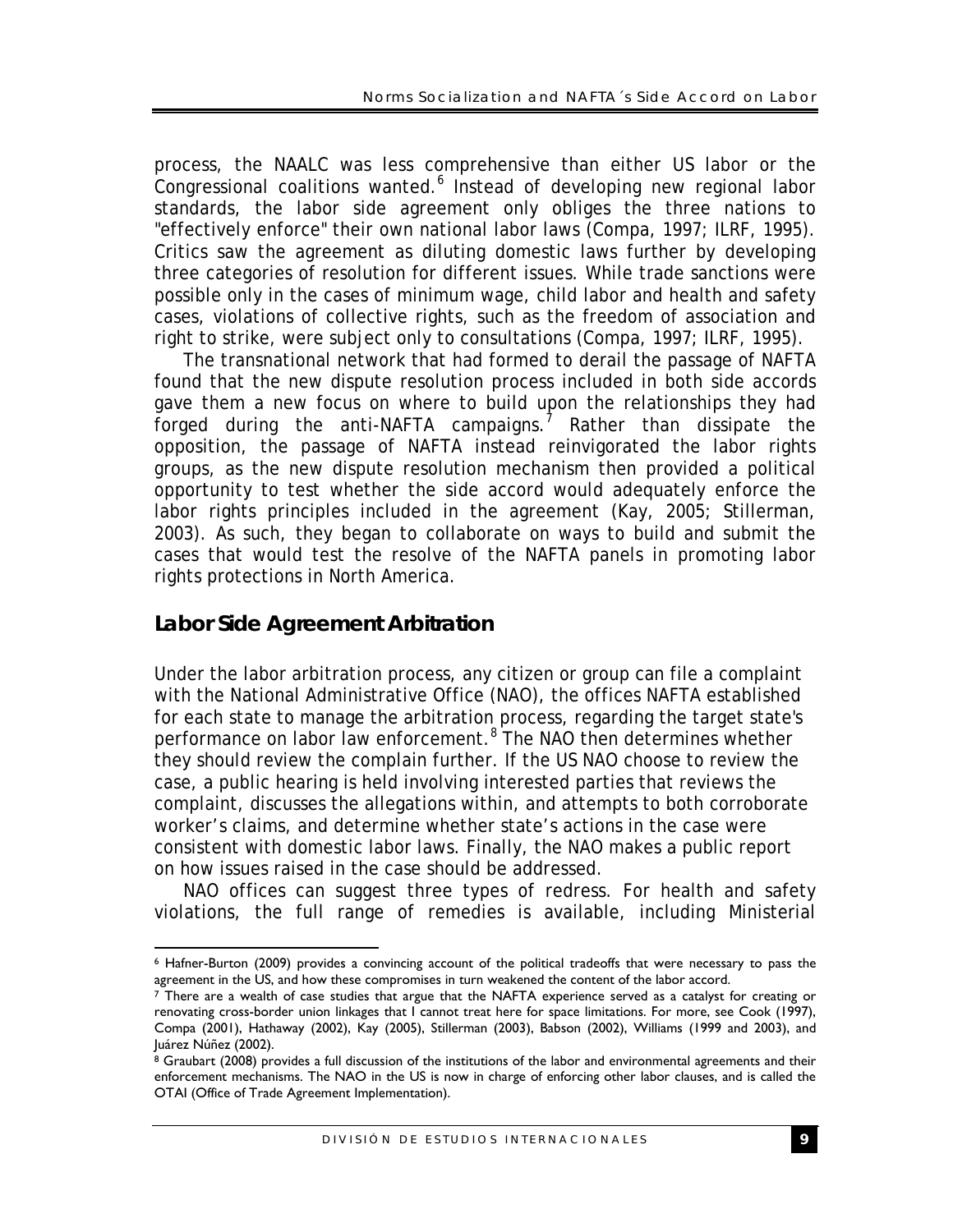process, the NAALC was less comprehensive than either US labor or the Congressional coalitions wanted.[6] Instead of developing new regional labor standards, the labor side agreement only obliges the three nations to "effectively enforce" their own national labor laws (Compa, 1997; ILRF, 1995). Critics saw the agreement as diluting domestic laws further by developing three categories of resolution for different issues. While trade sanctions were possible only in the cases of minimum wage, child labor and health and safety cases, violations of collective rights, such as the freedom of association and right to strike, were subject only to consultations (Compa, 1997; ILRF, 1995).

The transnational network that had formed to derail the passage of NAFTA found that the new dispute resolution process included in both side accords gave them a new focus on where to build upon the relationships they had forged during the anti-NAFTA campaigns.[7] Rather than dissipate the opposition, the passage of NAFTA instead reinvigorated the labor rights groups, as the new dispute resolution mechanism then provided a political opportunity to test whether the side accord would adequately enforce the labor rights principles included in the agreement (Kay, 2005; Stillerman, 2003). As such, they began to collaborate on ways to build and submit the cases that would test the resolve of the NAFTA panels in promoting labor rights protections in North America.

## Labor Side Agreement Arbitration

Under the labor arbitration process, any citizen or group can file a complaint with the National Administrative Office (NAO), the offices NAFTA established for each state to manage the arbitration process, regarding the target state's performance on labor law enforcement.[8] The NAO then determines whether they should review the complain further. If the US NAO choose to review the case, a public hearing is held involving interested parties that reviews the complaint, discusses the allegations within, and attempts to both corroborate worker's claims, and determine whether state's actions in the case were consistent with domestic labor laws. Finally, the NAO makes a public report on how issues raised in the case should be addressed.

NAO offices can suggest three types of redress. For health and safety violations, the full range of remedies is available, including Ministerial

[6] Hafner-Burton (2009) provides a convincing account of the political tradeoffs that were necessary to pass the agreement in the US, and how these compromises in turn weakened the content of the labor accord.

[7] There are a wealth of case studies that argue that the NAFTA experience served as a catalyst for creating or renovating cross-border union linkages that I cannot treat here for space limitations. For more, see Cook (1997), Compa (2001), Hathaway (2002), Kay (2005), Stillerman (2003), Babson (2002), Williams (1999 and 2003), and Juárez Núñez (2002).

[8] Graubart (2008) provides a full discussion of the institutions of the labor and environmental agreements and their enforcement mechanisms. The NAO in the US is now in charge of enforcing other labor clauses, and is called the OTAI (Office of Trade Agreement Implementation).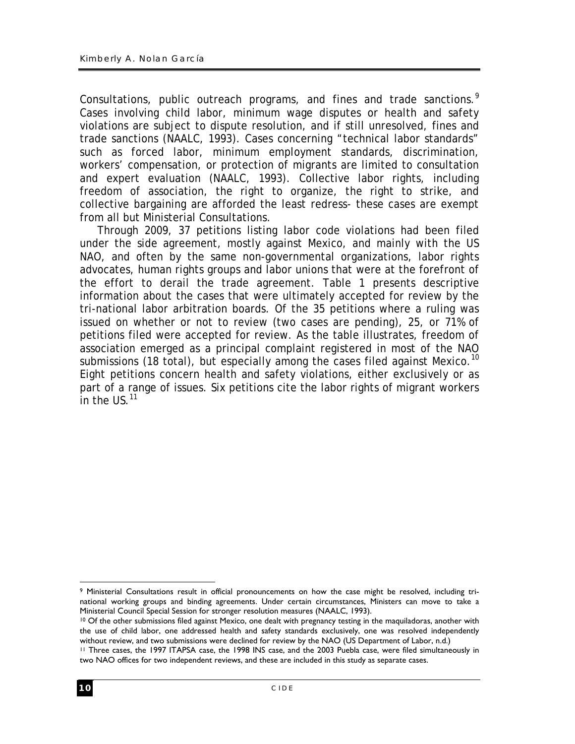Consultations, public outreach programs, and fines and trade sanctions.[9] Cases involving child labor, minimum wage disputes or health and safety violations are subject to dispute resolution, and if still unresolved, fines and trade sanctions (NAALC, 1993). Cases concerning "technical labor standards" such as forced labor, minimum employment standards, discrimination, workers' compensation, or protection of migrants are limited to consultation and expert evaluation (NAALC, 1993). Collective labor rights, including freedom of association, the right to organize, the right to strike, and collective bargaining are afforded the least redress- these cases are exempt from all but Ministerial Consultations.

Through 2009, 37 petitions listing labor code violations had been filed under the side agreement, mostly against Mexico, and mainly with the US NAO, and often by the same non-governmental organizations, labor rights advocates, human rights groups and labor unions that were at the forefront of the effort to derail the trade agreement. Table 1 presents descriptive information about the cases that were ultimately accepted for review by the tri-national labor arbitration boards. Of the 35 petitions where a ruling was issued on whether or not to review (two cases are pending), 25, or 71% of petitions filed were accepted for review. As the table illustrates, freedom of association emerged as a principal complaint registered in most of the NAO submissions (18 total), but especially among the cases filed against Mexico.[10] Eight petitions concern health and safety violations, either exclusively or as part of a range of issues. Six petitions cite the labor rights of migrant workers in the US.[11]

---

[9] Ministerial Consultations result in official pronouncements on how the case might be resolved, including tri-national working groups and binding agreements. Under certain circumstances, Ministers can move to take a Ministerial Council Special Session for stronger resolution measures (NAALC, 1993).

[10] Of the other submissions filed against Mexico, one dealt with pregnancy testing in the maquiladoras, another with the use of child labor, one addressed health and safety standards exclusively, one was resolved independently without review, and two submissions were declined for review by the NAO (US Department of Labor, n.d.)

[11] Three cases, the 1997 ITAPSA case, the 1998 INS case, and the 2003 Puebla case, were filed simultaneously in two NAO offices for two independent reviews, and these are included in this study as separate cases.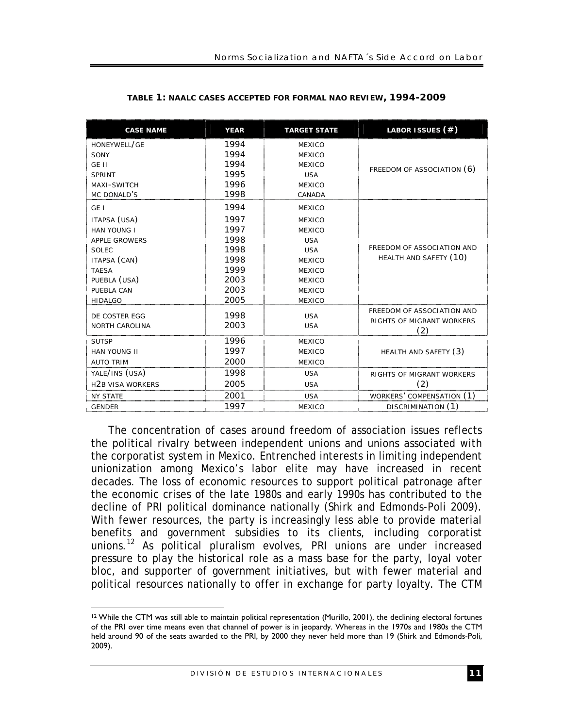**TABLE 1: NAALC CASES ACCEPTED FOR FORMAL NAO REVIEW, 1994-2009**

| CASE NAME | YEAR | TARGET STATE | LABOR ISSUES (#) |
|---|---|---|---|
| HONEYWELL/GE | 1994 | MEXICO | FREEDOM OF ASSOCIATION (6) |
| SONY | 1994 | MEXICO | |
| GE II | 1994 | MEXICO | |
| SPRINT | 1995 | USA | |
| MAXI-SWITCH | 1996 | MEXICO | |
| MC DONALD'S | 1998 | CANADA | |
| GE I | 1994 | MEXICO | FREEDOM OF ASSOCIATION AND HEALTH AND SAFETY (10) |
| ITAPSA (USA) | 1997 | MEXICO | |
| HAN YOUNG I | 1997 | MEXICO | |
| APPLE GROWERS | 1998 | USA | |
| SOLEC | 1998 | USA | |
| ITAPSA (CAN) | 1998 | MEXICO | |
| TAESA | 1999 | MEXICO | |
| PUEBLA (USA) | 2003 | MEXICO | |
| PUEBLA CAN | 2003 | MEXICO | |
| HIDALGO | 2005 | MEXICO | |
| DE COSTER EGG | 1998 | USA | FREEDOM OF ASSOCIATION AND RIGHTS OF MIGRANT WORKERS (2) |
| NORTH CAROLINA | 2003 | USA | |
| SUTSP | 1996 | MEXICO | HEALTH AND SAFETY (3) |
| HAN YOUNG II | 1997 | MEXICO | |
| AUTO TRIM | 2000 | MEXICO | |
| YALE/INS (USA) | 1998 | USA | RIGHTS OF MIGRANT WORKERS (2) |
| H2B VISA WORKERS | 2005 | USA | |
| NY STATE | 2001 | USA | WORKERS' COMPENSATION (1) |
| GENDER | 1997 | MEXICO | DISCRIMINATION (1) |

The concentration of cases around freedom of association issues reflects the political rivalry between independent unions and unions associated with the corporatist system in Mexico. Entrenched interests in limiting independent unionization among Mexico's labor elite may have increased in recent decades. The loss of economic resources to support political patronage after the economic crises of the late 1980s and early 1990s has contributed to the decline of PRI political dominance nationally (Shirk and Edmonds-Poli 2009). With fewer resources, the party is increasingly less able to provide material benefits and government subsidies to its clients, including corporatist unions.[12] As political pluralism evolves, PRI unions are under increased pressure to play the historical role as a mass base for the party, loyal voter bloc, and supporter of government initiatives, but with fewer material and political resources nationally to offer in exchange for party loyalty. The CTM

[12] While the CTM was still able to maintain political representation (Murillo, 2001), the declining electoral fortunes of the PRI over time means even that channel of power is in jeopardy. Whereas in the 1970s and 1980s the CTM held around 90 of the seats awarded to the PRI, by 2000 they never held more than 19 (Shirk and Edmonds-Poli, 2009).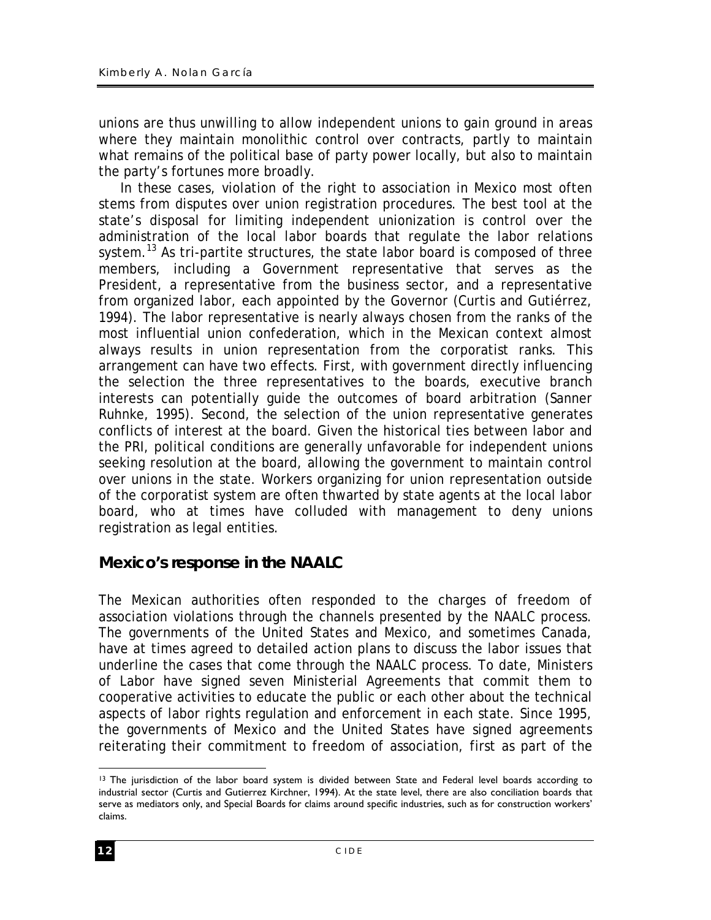unions are thus unwilling to allow independent unions to gain ground in areas where they maintain monolithic control over contracts, partly to maintain what remains of the political base of party power locally, but also to maintain the party's fortunes more broadly.

In these cases, violation of the right to association in Mexico most often stems from disputes over union registration procedures. The best tool at the state's disposal for limiting independent unionization is control over the administration of the local labor boards that regulate the labor relations system.[13] As tri-partite structures, the state labor board is composed of three members, including a Government representative that serves as the President, a representative from the business sector, and a representative from organized labor, each appointed by the Governor (Curtis and Gutiérrez, 1994). The labor representative is nearly always chosen from the ranks of the most influential union confederation, which in the Mexican context almost always results in union representation from the corporatist ranks. This arrangement can have two effects. First, with government directly influencing the selection the three representatives to the boards, executive branch interests can potentially guide the outcomes of board arbitration (Sanner Ruhnke, 1995). Second, the selection of the union representative generates conflicts of interest at the board. Given the historical ties between labor and the PRI, political conditions are generally unfavorable for independent unions seeking resolution at the board, allowing the government to maintain control over unions in the state. Workers organizing for union representation outside of the corporatist system are often thwarted by state agents at the local labor board, who at times have colluded with management to deny unions registration as legal entities.

## Mexico's response in the NAALC

The Mexican authorities often responded to the charges of freedom of association violations through the channels presented by the NAALC process. The governments of the United States and Mexico, and sometimes Canada, have at times agreed to detailed action plans to discuss the labor issues that underline the cases that come through the NAALC process. To date, Ministers of Labor have signed seven Ministerial Agreements that commit them to cooperative activities to educate the public or each other about the technical aspects of labor rights regulation and enforcement in each state. Since 1995, the governments of Mexico and the United States have signed agreements reiterating their commitment to freedom of association, first as part of the

[13] The jurisdiction of the labor board system is divided between State and Federal level boards according to industrial sector (Curtis and Gutierrez Kirchner, 1994). At the state level, there are also conciliation boards that serve as mediators only, and Special Boards for claims around specific industries, such as for construction workers' claims.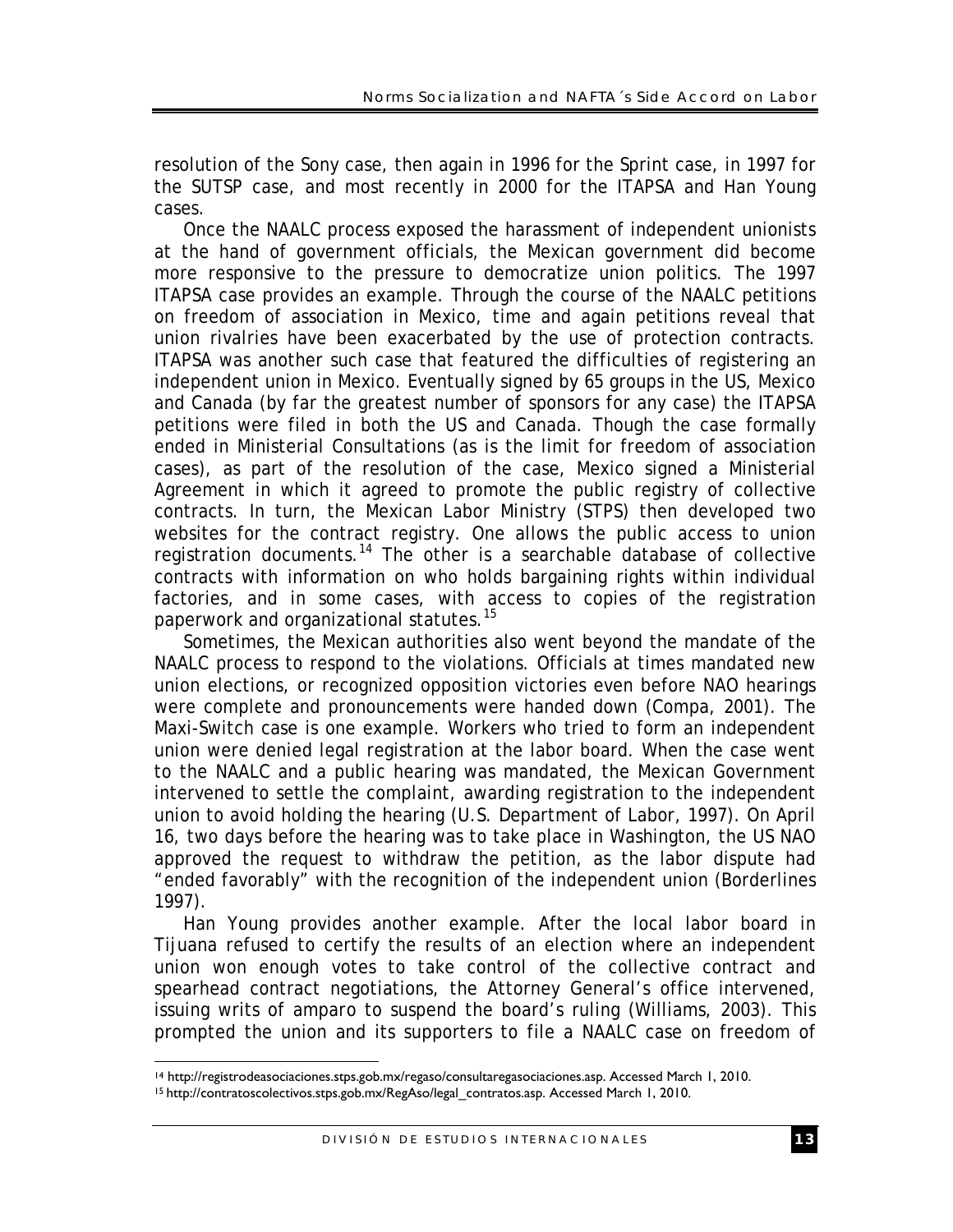resolution of the Sony case, then again in 1996 for the Sprint case, in 1997 for the SUTSP case, and most recently in 2000 for the ITAPSA and Han Young cases.

Once the NAALC process exposed the harassment of independent unionists at the hand of government officials, the Mexican government did become more responsive to the pressure to democratize union politics. The 1997 ITAPSA case provides an example. Through the course of the NAALC petitions on freedom of association in Mexico, time and again petitions reveal that union rivalries have been exacerbated by the use of protection contracts. ITAPSA was another such case that featured the difficulties of registering an independent union in Mexico. Eventually signed by 65 groups in the US, Mexico and Canada (by far the greatest number of sponsors for any case) the ITAPSA petitions were filed in both the US and Canada. Though the case formally ended in Ministerial Consultations (as is the limit for freedom of association cases), as part of the resolution of the case, Mexico signed a Ministerial Agreement in which it agreed to promote the public registry of collective contracts. In turn, the Mexican Labor Ministry (STPS) then developed two websites for the contract registry. One allows the public access to union registration documents.[14] The other is a searchable database of collective contracts with information on who holds bargaining rights within individual factories, and in some cases, with access to copies of the registration paperwork and organizational statutes.[15]

Sometimes, the Mexican authorities also went beyond the mandate of the NAALC process to respond to the violations. Officials at times mandated new union elections, or recognized opposition victories even before NAO hearings were complete and pronouncements were handed down (Compa, 2001). The Maxi-Switch case is one example. Workers who tried to form an independent union were denied legal registration at the labor board. When the case went to the NAALC and a public hearing was mandated, the Mexican Government intervened to settle the complaint, awarding registration to the independent union to avoid holding the hearing (U.S. Department of Labor, 1997). On April 16, two days before the hearing was to take place in Washington, the US NAO approved the request to withdraw the petition, as the labor dispute had "ended favorably" with the recognition of the independent union (Borderlines 1997).

Han Young provides another example. After the local labor board in Tijuana refused to certify the results of an election where an independent union won enough votes to take control of the collective contract and spearhead contract negotiations, the Attorney General's office intervened, issuing writs of amparo to suspend the board's ruling (Williams, 2003). This prompted the union and its supporters to file a NAALC case on freedom of

---

[14] http://registrodeasociaciones.stps.gob.mx/regaso/consultaregasociaciones.asp. Accessed March 1, 2010.

[15] http://contratoscolectivos.stps.gob.mx/RegAso/legal_contratos.asp. Accessed March 1, 2010.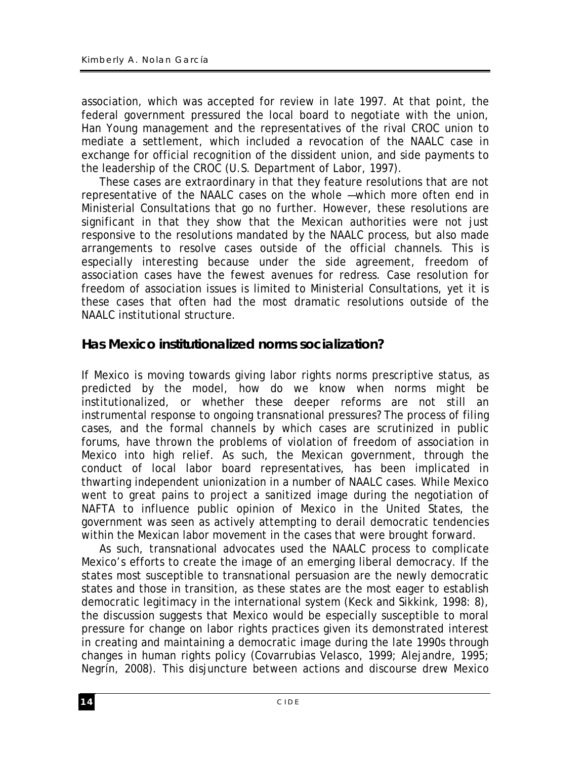association, which was accepted for review in late 1997. At that point, the federal government pressured the local board to negotiate with the union, Han Young management and the representatives of the rival CROC union to mediate a settlement, which included a revocation of the NAALC case in exchange for official recognition of the dissident union, and side payments to the leadership of the CROC (U.S. Department of Labor, 1997).

These cases are extraordinary in that they feature resolutions that are not representative of the NAALC cases on the whole —which more often end in Ministerial Consultations that go no further. However, these resolutions are significant in that they show that the Mexican authorities were not just responsive to the resolutions mandated by the NAALC process, but also made arrangements to resolve cases outside of the official channels. This is especially interesting because under the side agreement, freedom of association cases have the fewest avenues for redress. Case resolution for freedom of association issues is limited to Ministerial Consultations, yet it is these cases that often had the most dramatic resolutions outside of the NAALC institutional structure.

## Has Mexico institutionalized norms socialization?

If Mexico is moving towards giving labor rights norms prescriptive status, as predicted by the model, how do we know when norms might be institutionalized, or whether these deeper reforms are not still an instrumental response to ongoing transnational pressures? The process of filing cases, and the formal channels by which cases are scrutinized in public forums, have thrown the problems of violation of freedom of association in Mexico into high relief. As such, the Mexican government, through the conduct of local labor board representatives, has been implicated in thwarting independent unionization in a number of NAALC cases. While Mexico went to great pains to project a sanitized image during the negotiation of NAFTA to influence public opinion of Mexico in the United States, the government was seen as actively attempting to derail democratic tendencies within the Mexican labor movement in the cases that were brought forward.

As such, transnational advocates used the NAALC process to complicate Mexico's efforts to create the image of an emerging liberal democracy. If the states most susceptible to transnational persuasion are the newly democratic states and those in transition, as these states are the most eager to establish democratic legitimacy in the international system (Keck and Sikkink, 1998: 8), the discussion suggests that Mexico would be especially susceptible to moral pressure for change on labor rights practices given its demonstrated interest in creating and maintaining a democratic image during the late 1990s through changes in human rights policy (Covarrubias Velasco, 1999; Alejandre, 1995; Negrín, 2008). This disjuncture between actions and discourse drew Mexico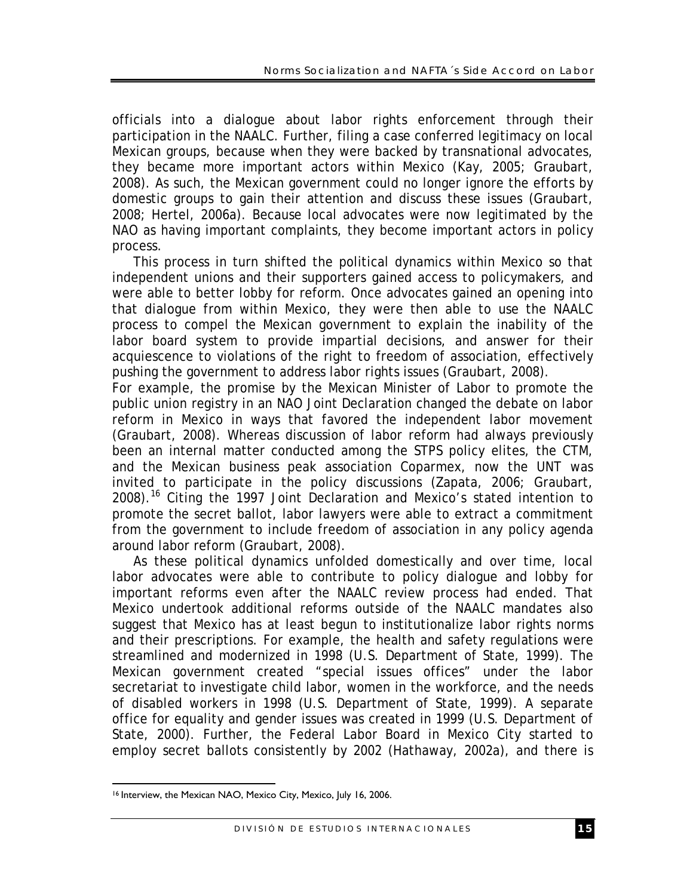officials into a dialogue about labor rights enforcement through their participation in the NAALC. Further, filing a case conferred legitimacy on local Mexican groups, because when they were backed by transnational advocates, they became more important actors within Mexico (Kay, 2005; Graubart, 2008). As such, the Mexican government could no longer ignore the efforts by domestic groups to gain their attention and discuss these issues (Graubart, 2008; Hertel, 2006a). Because local advocates were now legitimated by the NAO as having important complaints, they become important actors in policy process.

This process in turn shifted the political dynamics within Mexico so that independent unions and their supporters gained access to policymakers, and were able to better lobby for reform. Once advocates gained an opening into that dialogue from within Mexico, they were then able to use the NAALC process to compel the Mexican government to explain the inability of the labor board system to provide impartial decisions, and answer for their acquiescence to violations of the right to freedom of association, effectively pushing the government to address labor rights issues (Graubart, 2008).

For example, the promise by the Mexican Minister of Labor to promote the public union registry in an NAO Joint Declaration changed the debate on labor reform in Mexico in ways that favored the independent labor movement (Graubart, 2008). Whereas discussion of labor reform had always previously been an internal matter conducted among the STPS policy elites, the CTM, and the Mexican business peak association Coparmex, now the UNT was invited to participate in the policy discussions (Zapata, 2006; Graubart, 2008).[16] Citing the 1997 Joint Declaration and Mexico's stated intention to promote the secret ballot, labor lawyers were able to extract a commitment from the government to include freedom of association in any policy agenda around labor reform (Graubart, 2008).

As these political dynamics unfolded domestically and over time, local labor advocates were able to contribute to policy dialogue and lobby for important reforms even after the NAALC review process had ended. That Mexico undertook additional reforms outside of the NAALC mandates also suggest that Mexico has at least begun to institutionalize labor rights norms and their prescriptions. For example, the health and safety regulations were streamlined and modernized in 1998 (U.S. Department of State, 1999). The Mexican government created "special issues offices" under the labor secretariat to investigate child labor, women in the workforce, and the needs of disabled workers in 1998 (U.S. Department of State, 1999). A separate office for equality and gender issues was created in 1999 (U.S. Department of State, 2000). Further, the Federal Labor Board in Mexico City started to employ secret ballots consistently by 2002 (Hathaway, 2002a), and there is

[16] Interview, the Mexican NAO, Mexico City, Mexico, July 16, 2006.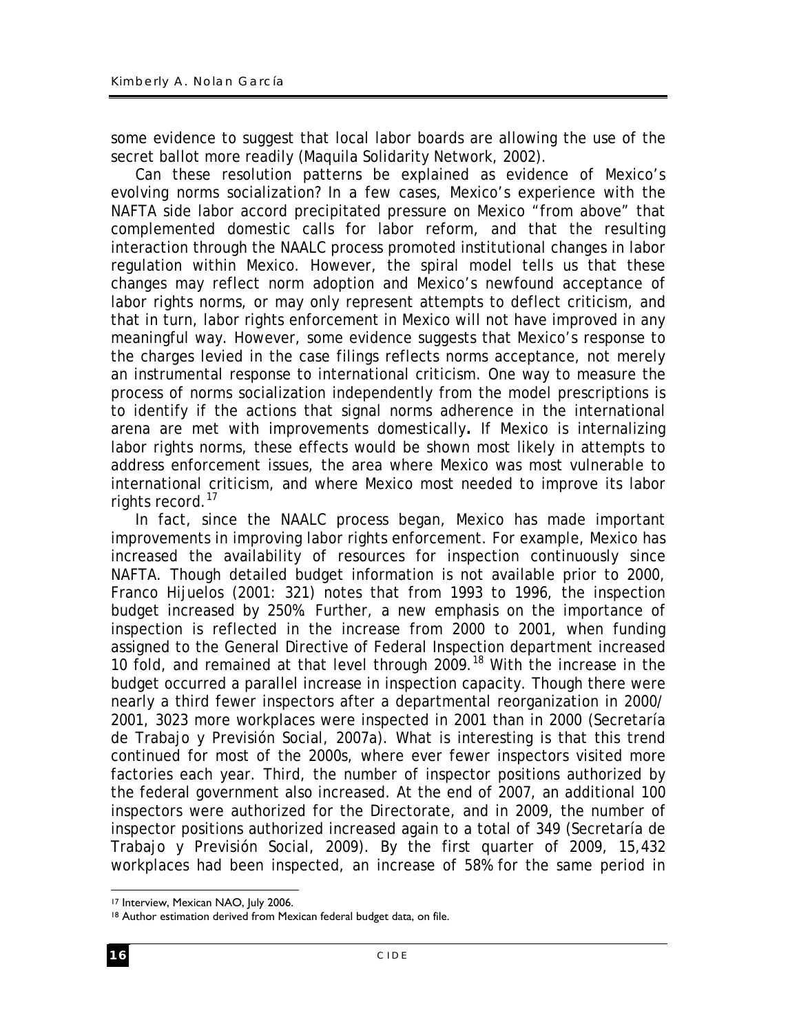some evidence to suggest that local labor boards are allowing the use of the secret ballot more readily (Maquila Solidarity Network, 2002).

Can these resolution patterns be explained as evidence of Mexico's evolving norms socialization? In a few cases, Mexico's experience with the NAFTA side labor accord precipitated pressure on Mexico "from above" that complemented domestic calls for labor reform, and that the resulting interaction through the NAALC process promoted institutional changes in labor regulation within Mexico. However, the spiral model tells us that these changes may reflect norm adoption and Mexico's newfound acceptance of labor rights norms, or may only represent attempts to deflect criticism, and that in turn, labor rights enforcement in Mexico will not have improved in any meaningful way. However, some evidence suggests that Mexico's response to the charges levied in the case filings reflects norms acceptance, not merely an instrumental response to international criticism. One way to measure the process of norms socialization independently from the model prescriptions is to identify if the actions that signal norms adherence in the international arena are met with improvements domestically**.** If Mexico is internalizing labor rights norms, these effects would be shown most likely in attempts to address enforcement issues, the area where Mexico was most vulnerable to international criticism, and where Mexico most needed to improve its labor rights record.[17]

In fact, since the NAALC process began, Mexico has made important improvements in improving labor rights enforcement. For example, Mexico has increased the availability of resources for inspection continuously since NAFTA. Though detailed budget information is not available prior to 2000, Franco Hijuelos (2001: 321) notes that from 1993 to 1996, the inspection budget increased by 250%. Further, a new emphasis on the importance of inspection is reflected in the increase from 2000 to 2001, when funding assigned to the General Directive of Federal Inspection department increased 10 fold, and remained at that level through 2009.[18] With the increase in the budget occurred a parallel increase in inspection capacity. Though there were nearly a third fewer inspectors after a departmental reorganization in 2000/2001, 3023 more workplaces were inspected in 2001 than in 2000 (Secretaría de Trabajo y Previsión Social, 2007a). What is interesting is that this trend continued for most of the 2000s, where ever fewer inspectors visited more factories each year. Third, the number of inspector positions authorized by the federal government also increased. At the end of 2007, an additional 100 inspectors were authorized for the Directorate, and in 2009, the number of inspector positions authorized increased again to a total of 349 (Secretaría de Trabajo y Previsión Social, 2009). By the first quarter of 2009, 15,432 workplaces had been inspected, an increase of 58% for the same period in

---

[17] Interview, Mexican NAO, July 2006.

[18] Author estimation derived from Mexican federal budget data, on file.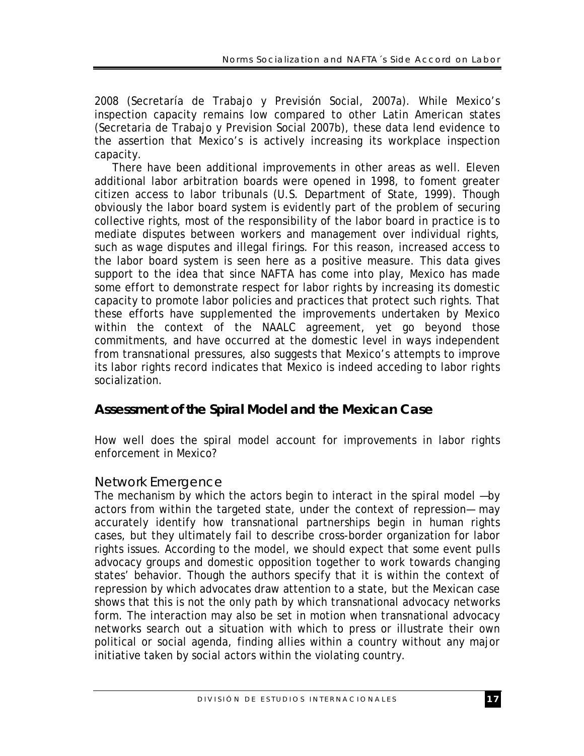2008 (Secretaría de Trabajo y Previsión Social, 2007a). While Mexico's inspection capacity remains low compared to other Latin American states (Secretaria de Trabajo y Prevision Social 2007b), these data lend evidence to the assertion that Mexico's is actively increasing its workplace inspection capacity.

There have been additional improvements in other areas as well. Eleven additional labor arbitration boards were opened in 1998, to foment greater citizen access to labor tribunals (U.S. Department of State, 1999). Though obviously the labor board system is evidently part of the problem of securing collective rights, most of the responsibility of the labor board in practice is to mediate disputes between workers and management over individual rights, such as wage disputes and illegal firings. For this reason, increased access to the labor board system is seen here as a positive measure. This data gives support to the idea that since NAFTA has come into play, Mexico has made some effort to demonstrate respect for labor rights by increasing its domestic capacity to promote labor policies and practices that protect such rights. That these efforts have supplemented the improvements undertaken by Mexico within the context of the NAALC agreement, yet go beyond those commitments, and have occurred at the domestic level in ways independent from transnational pressures, also suggests that Mexico's attempts to improve its labor rights record indicates that Mexico is indeed acceding to labor rights socialization.

## Assessment of the Spiral Model and the Mexican Case

How well does the spiral model account for improvements in labor rights enforcement in Mexico?

### Network Emergence

The mechanism by which the actors begin to interact in the spiral model —by actors from within the targeted state, under the context of repression— may accurately identify how transnational partnerships begin in human rights cases, but they ultimately fail to describe cross-border organization for labor rights issues. According to the model, we should expect that some event pulls advocacy groups and domestic opposition together to work towards changing states' behavior. Though the authors specify that it is within the context of repression by which advocates draw attention to a state, but the Mexican case shows that this is not the only path by which transnational advocacy networks form. The interaction may also be set in motion when transnational advocacy networks search out a situation with which to press or illustrate their own political or social agenda, finding allies within a country without any major initiative taken by social actors within the violating country.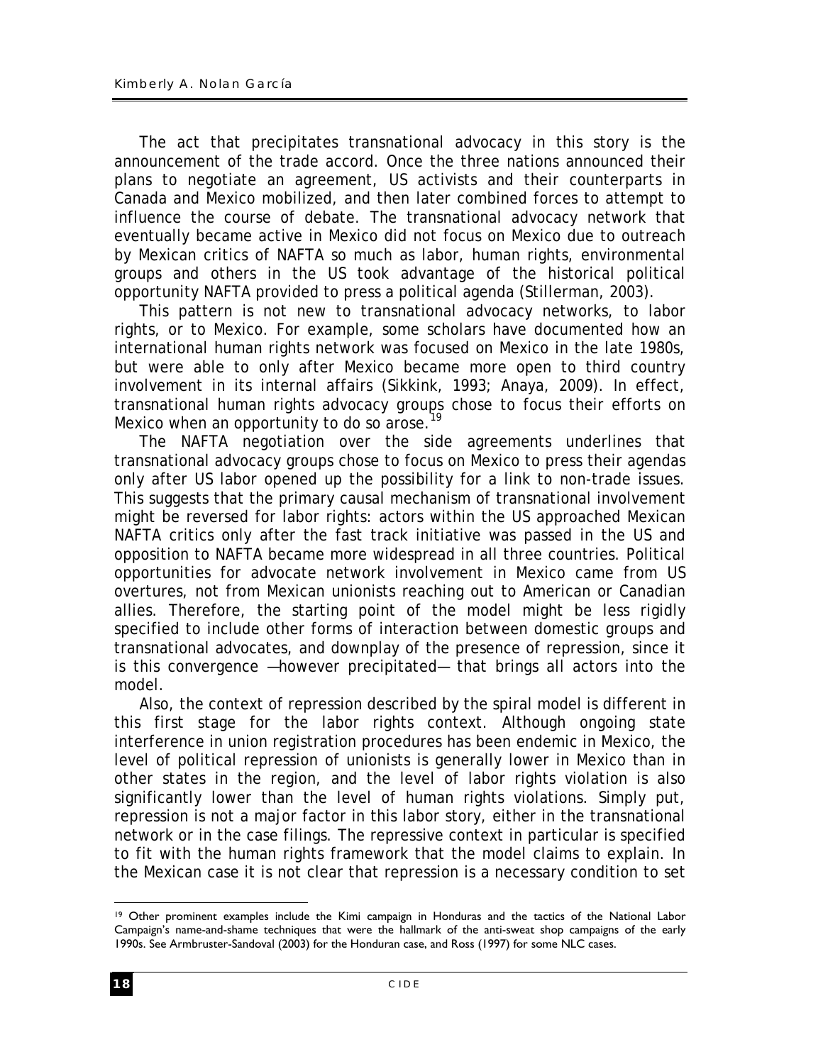The act that precipitates transnational advocacy in this story is the announcement of the trade accord. Once the three nations announced their plans to negotiate an agreement, US activists and their counterparts in Canada and Mexico mobilized, and then later combined forces to attempt to influence the course of debate. The transnational advocacy network that eventually became active in Mexico did not focus on Mexico due to outreach by Mexican critics of NAFTA so much as labor, human rights, environmental groups and others in the US took advantage of the historical political opportunity NAFTA provided to press a political agenda (Stillerman, 2003).

This pattern is not new to transnational advocacy networks, to labor rights, or to Mexico. For example, some scholars have documented how an international human rights network was focused on Mexico in the late 1980s, but were able to only after Mexico became more open to third country involvement in its internal affairs (Sikkink, 1993; Anaya, 2009). In effect, transnational human rights advocacy groups chose to focus their efforts on Mexico when an opportunity to do so arose.[19]

The NAFTA negotiation over the side agreements underlines that transnational advocacy groups chose to focus on Mexico to press their agendas only after US labor opened up the possibility for a link to non-trade issues. This suggests that the primary causal mechanism of transnational involvement might be reversed for labor rights: actors within the US approached Mexican NAFTA critics only after the fast track initiative was passed in the US and opposition to NAFTA became more widespread in all three countries. Political opportunities for advocate network involvement in Mexico came from US overtures, not from Mexican unionists reaching out to American or Canadian allies. Therefore, the starting point of the model might be less rigidly specified to include other forms of interaction between domestic groups and transnational advocates, and downplay of the presence of repression, since it is this convergence —however precipitated— that brings all actors into the model.

Also, the context of repression described by the spiral model is different in this first stage for the labor rights context. Although ongoing state interference in union registration procedures has been endemic in Mexico, the level of political repression of unionists is generally lower in Mexico than in other states in the region, and the level of labor rights violation is also significantly lower than the level of human rights violations. Simply put, repression is not a major factor in this labor story, either in the transnational network or in the case filings. The repressive context in particular is specified to fit with the human rights framework that the model claims to explain. In the Mexican case it is not clear that repression is a necessary condition to set

[19] Other prominent examples include the Kimi campaign in Honduras and the tactics of the National Labor Campaign's name-and-shame techniques that were the hallmark of the anti-sweat shop campaigns of the early 1990s. See Armbruster-Sandoval (2003) for the Honduran case, and Ross (1997) for some NLC cases.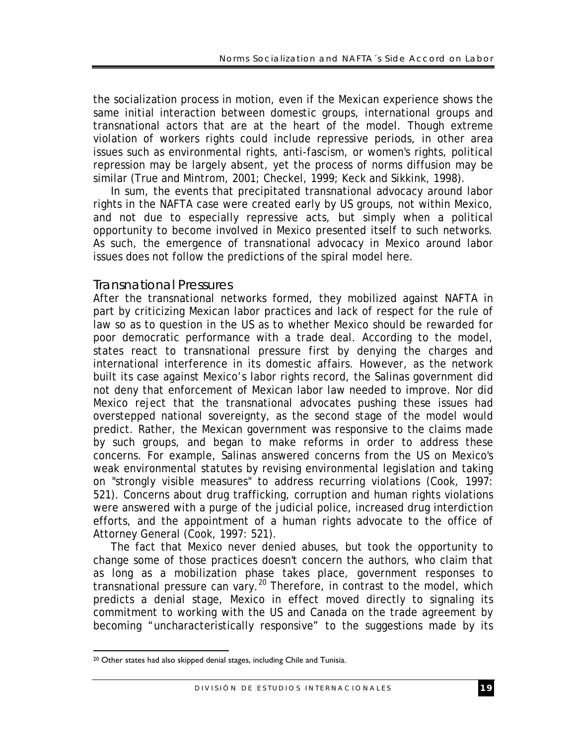the socialization process in motion, even if the Mexican experience shows the same initial interaction between domestic groups, international groups and transnational actors that are at the heart of the model. Though extreme violation of workers rights could include repressive periods, in other area issues such as environmental rights, anti-fascism, or women's rights, political repression may be largely absent, yet the process of norms diffusion may be similar (True and Mintrom, 2001; Checkel, 1999; Keck and Sikkink, 1998).

In sum, the events that precipitated transnational advocacy around labor rights in the NAFTA case were created early by US groups, not within Mexico, and not due to especially repressive acts, but simply when a political opportunity to become involved in Mexico presented itself to such networks. As such, the emergence of transnational advocacy in Mexico around labor issues does not follow the predictions of the spiral model here.

### *Transnational Pressures*

After the transnational networks formed, they mobilized against NAFTA in part by criticizing Mexican labor practices and lack of respect for the rule of law so as to question in the US as to whether Mexico should be rewarded for poor democratic performance with a trade deal. According to the model, states react to transnational pressure first by denying the charges and international interference in its domestic affairs. However, as the network built its case against Mexico's labor rights record, the Salinas government did not deny that enforcement of Mexican labor law needed to improve. Nor did Mexico reject that the transnational advocates pushing these issues had overstepped national sovereignty, as the second stage of the model would predict. Rather, the Mexican government was responsive to the claims made by such groups, and began to make reforms in order to address these concerns. For example, Salinas answered concerns from the US on Mexico's weak environmental statutes by revising environmental legislation and taking on "strongly visible measures" to address recurring violations (Cook, 1997: 521). Concerns about drug trafficking, corruption and human rights violations were answered with a purge of the judicial police, increased drug interdiction efforts, and the appointment of a human rights advocate to the office of Attorney General (Cook, 1997: 521).

The fact that Mexico never denied abuses, but took the opportunity to change some of those practices doesn't concern the authors, who claim that as long as a mobilization phase takes place, government responses to transnational pressure can vary.[20] Therefore, in contrast to the model, which predicts a denial stage, Mexico in effect moved directly to signaling its commitment to working with the US and Canada on the trade agreement by becoming "uncharacteristically responsive" to the suggestions made by its

---

[20] Other states had also skipped denial stages, including Chile and Tunisia.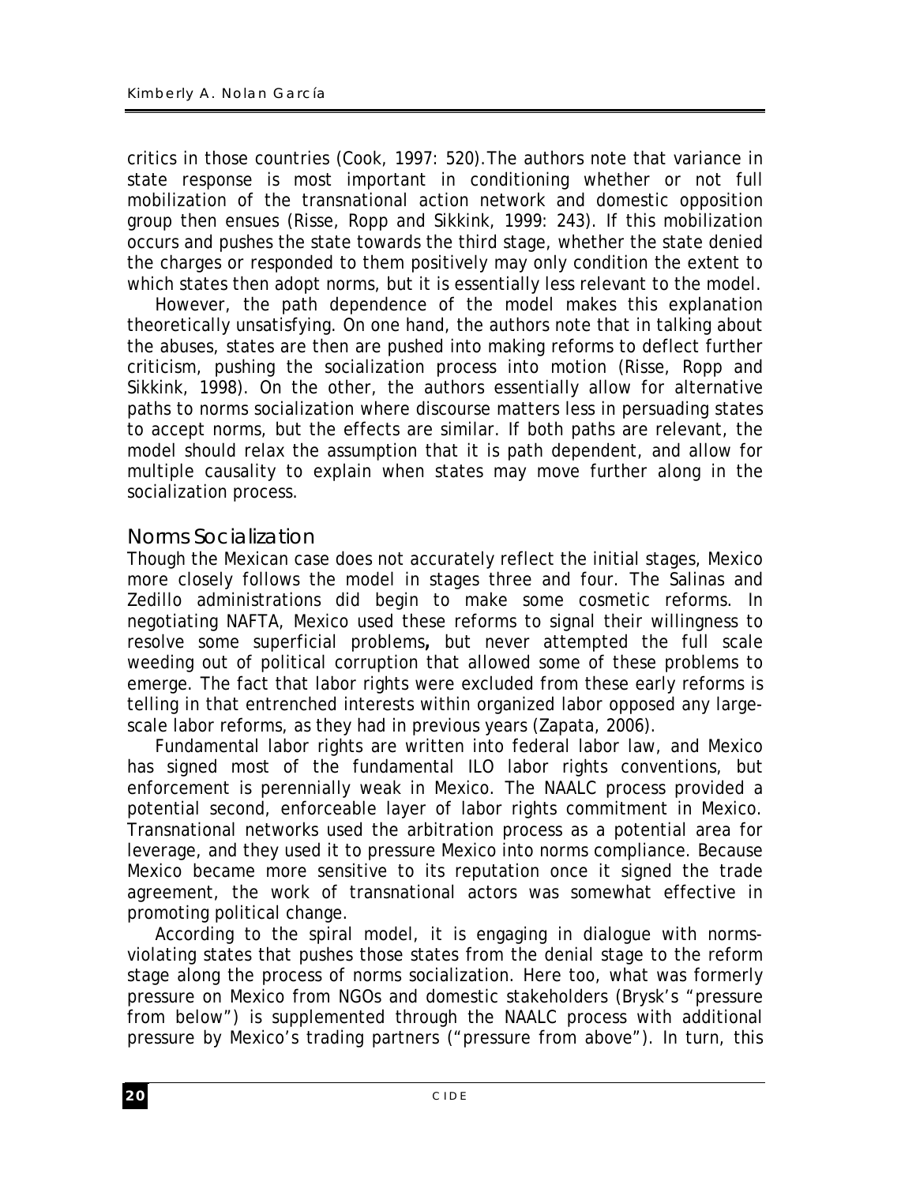critics in those countries (Cook, 1997: 520).The authors note that variance in state response is most important in conditioning whether or not full mobilization of the transnational action network and domestic opposition group then ensues (Risse, Ropp and Sikkink, 1999: 243). If this mobilization occurs and pushes the state towards the third stage, whether the state denied the charges or responded to them positively may only condition the extent to which states then adopt norms, but it is essentially less relevant to the model.

However, the path dependence of the model makes this explanation theoretically unsatisfying. On one hand, the authors note that in talking about the abuses, states are then are pushed into making reforms to deflect further criticism, pushing the socialization process into motion (Risse, Ropp and Sikkink, 1998). On the other, the authors essentially allow for alternative paths to norms socialization where discourse matters less in persuading states to accept norms, but the effects are similar. If both paths are relevant, the model should relax the assumption that it is path dependent, and allow for multiple causality to explain when states may move further along in the socialization process.

## Norms Socialization

Though the Mexican case does not accurately reflect the initial stages, Mexico more closely follows the model in stages three and four. The Salinas and Zedillo administrations did begin to make some cosmetic reforms. In negotiating NAFTA, Mexico used these reforms to signal their willingness to resolve some superficial problems**,** but never attempted the full scale weeding out of political corruption that allowed some of these problems to emerge. The fact that labor rights were excluded from these early reforms is telling in that entrenched interests within organized labor opposed any large-scale labor reforms, as they had in previous years (Zapata, 2006).

Fundamental labor rights are written into federal labor law, and Mexico has signed most of the fundamental ILO labor rights conventions, but enforcement is perennially weak in Mexico. The NAALC process provided a potential second, enforceable layer of labor rights commitment in Mexico. Transnational networks used the arbitration process as a potential area for leverage, and they used it to pressure Mexico into norms compliance. Because Mexico became more sensitive to its reputation once it signed the trade agreement, the work of transnational actors was somewhat effective in promoting political change.

According to the spiral model, it is engaging in dialogue with norms-violating states that pushes those states from the denial stage to the reform stage along the process of norms socialization. Here too, what was formerly pressure on Mexico from NGOs and domestic stakeholders (Brysk's "pressure from below") is supplemented through the NAALC process with additional pressure by Mexico's trading partners ("pressure from above"). In turn, this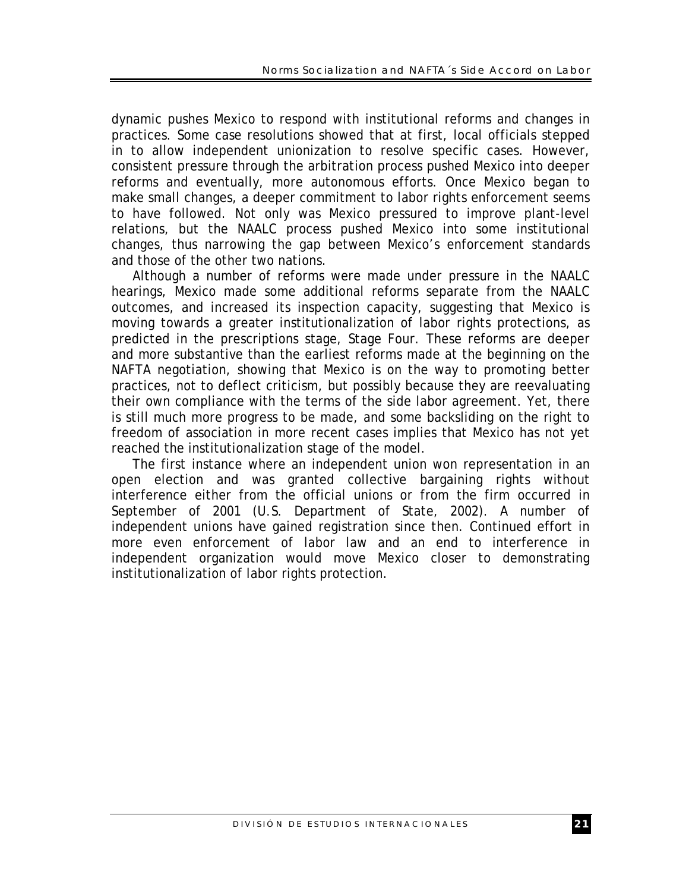dynamic pushes Mexico to respond with institutional reforms and changes in practices. Some case resolutions showed that at first, local officials stepped in to allow independent unionization to resolve specific cases. However, consistent pressure through the arbitration process pushed Mexico into deeper reforms and eventually, more autonomous efforts. Once Mexico began to make small changes, a deeper commitment to labor rights enforcement seems to have followed. Not only was Mexico pressured to improve plant-level relations, but the NAALC process pushed Mexico into some institutional changes, thus narrowing the gap between Mexico's enforcement standards and those of the other two nations.

Although a number of reforms were made under pressure in the NAALC hearings, Mexico made some additional reforms separate from the NAALC outcomes, and increased its inspection capacity, suggesting that Mexico is moving towards a greater institutionalization of labor rights protections, as predicted in the prescriptions stage, Stage Four. These reforms are deeper and more substantive than the earliest reforms made at the beginning on the NAFTA negotiation, showing that Mexico is on the way to promoting better practices, not to deflect criticism, but possibly because they are reevaluating their own compliance with the terms of the side labor agreement. Yet, there is still much more progress to be made, and some backsliding on the right to freedom of association in more recent cases implies that Mexico has not yet reached the institutionalization stage of the model.

The first instance where an independent union won representation in an open election and was granted collective bargaining rights without interference either from the official unions or from the firm occurred in September of 2001 (U.S. Department of State, 2002). A number of independent unions have gained registration since then. Continued effort in more even enforcement of labor law and an end to interference in independent organization would move Mexico closer to demonstrating institutionalization of labor rights protection.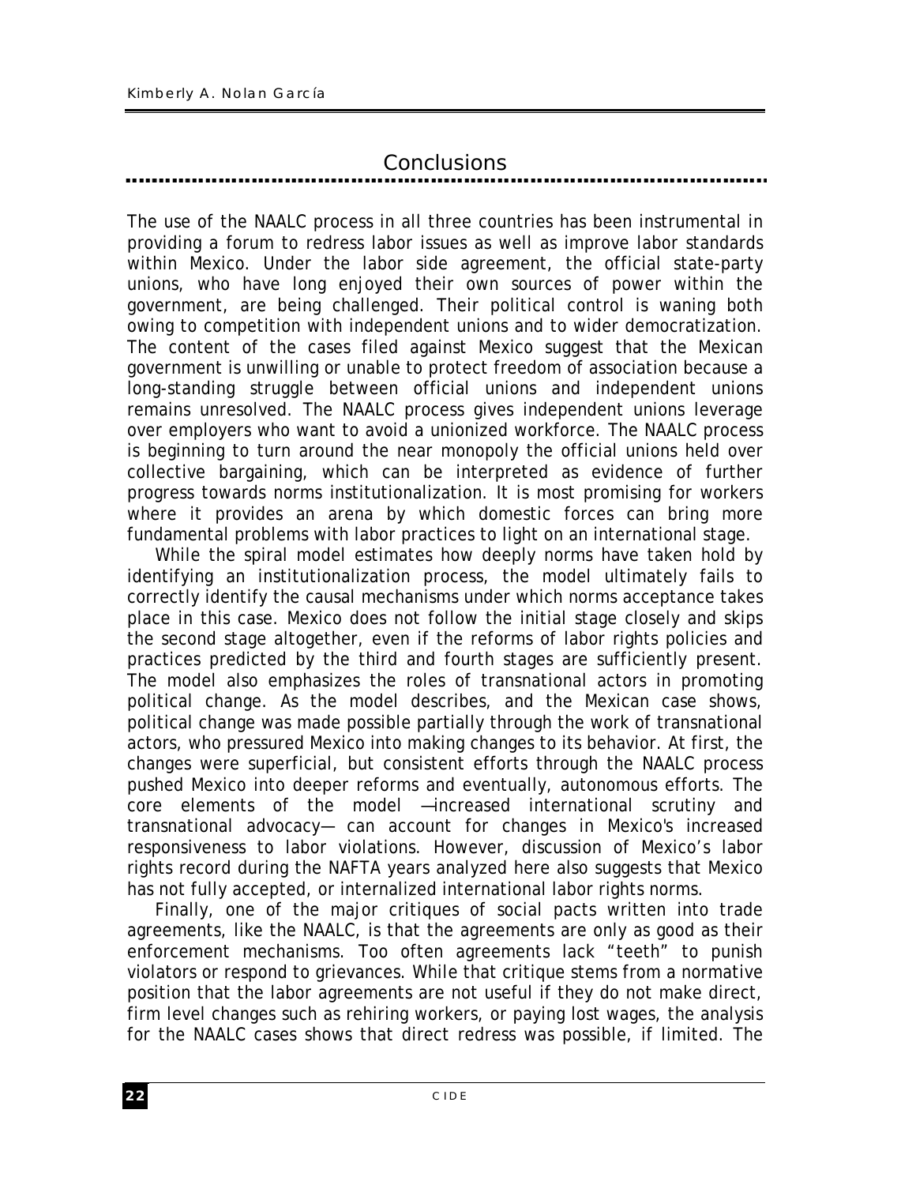## Conclusions

The use of the NAALC process in all three countries has been instrumental in providing a forum to redress labor issues as well as improve labor standards within Mexico. Under the labor side agreement, the official state-party unions, who have long enjoyed their own sources of power within the government, are being challenged. Their political control is waning both owing to competition with independent unions and to wider democratization. The content of the cases filed against Mexico suggest that the Mexican government is unwilling or unable to protect freedom of association because a long-standing struggle between official unions and independent unions remains unresolved. The NAALC process gives independent unions leverage over employers who want to avoid a unionized workforce. The NAALC process is beginning to turn around the near monopoly the official unions held over collective bargaining, which can be interpreted as evidence of further progress towards norms institutionalization. It is most promising for workers where it provides an arena by which domestic forces can bring more fundamental problems with labor practices to light on an international stage.

While the spiral model estimates how deeply norms have taken hold by identifying an institutionalization process, the model ultimately fails to correctly identify the causal mechanisms under which norms acceptance takes place in this case. Mexico does not follow the initial stage closely and skips the second stage altogether, even if the reforms of labor rights policies and practices predicted by the third and fourth stages are sufficiently present. The model also emphasizes the roles of transnational actors in promoting political change. As the model describes, and the Mexican case shows, political change was made possible partially through the work of transnational actors, who pressured Mexico into making changes to its behavior. At first, the changes were superficial, but consistent efforts through the NAALC process pushed Mexico into deeper reforms and eventually, autonomous efforts. The core elements of the model —increased international scrutiny and transnational advocacy— can account for changes in Mexico's increased responsiveness to labor violations. However, discussion of Mexico's labor rights record during the NAFTA years analyzed here also suggests that Mexico has not fully accepted, or internalized international labor rights norms.

Finally, one of the major critiques of social pacts written into trade agreements, like the NAALC, is that the agreements are only as good as their enforcement mechanisms. Too often agreements lack "teeth" to punish violators or respond to grievances. While that critique stems from a normative position that the labor agreements are not useful if they do not make direct, firm level changes such as rehiring workers, or paying lost wages, the analysis for the NAALC cases shows that direct redress was possible, if limited. The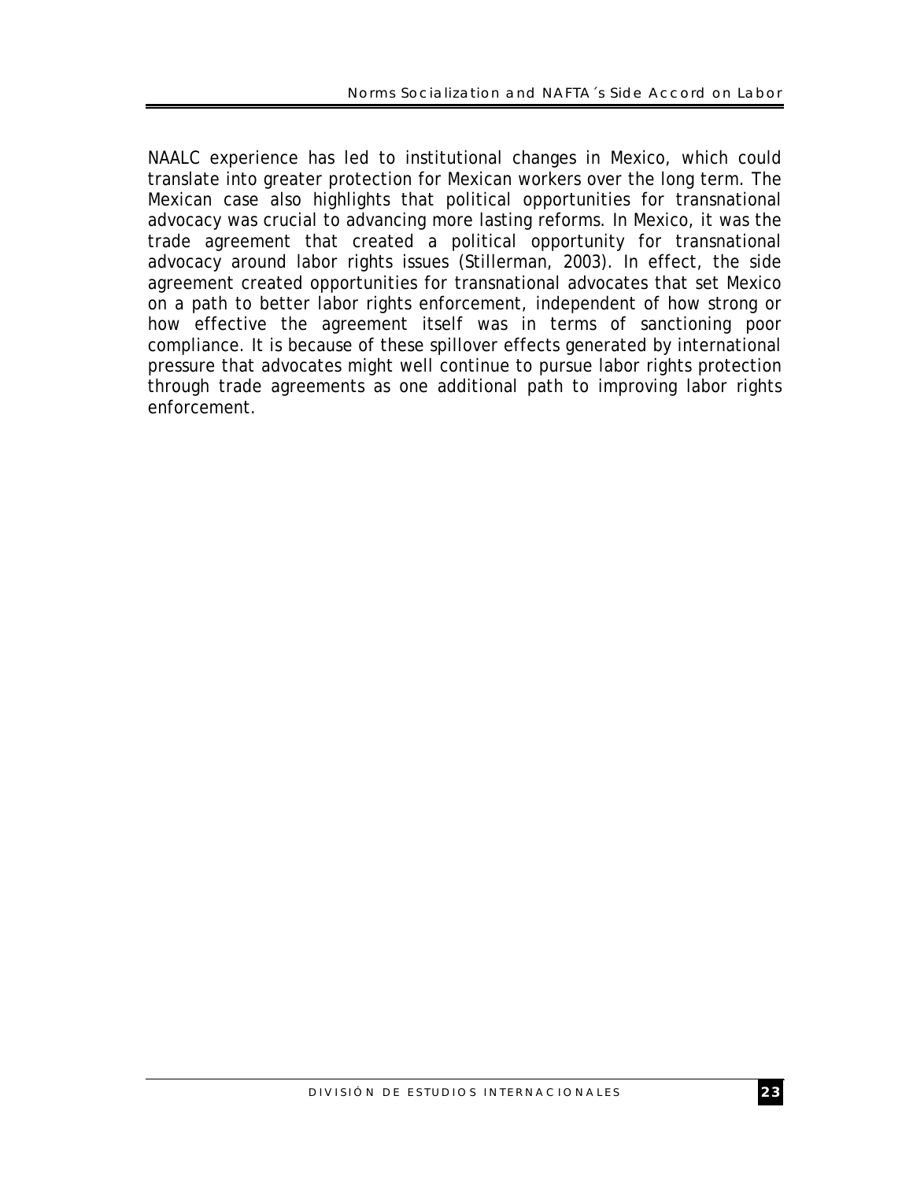NAALC experience has led to institutional changes in Mexico, which could translate into greater protection for Mexican workers over the long term. The Mexican case also highlights that political opportunities for transnational advocacy was crucial to advancing more lasting reforms. In Mexico, it was the trade agreement that created a political opportunity for transnational advocacy around labor rights issues (Stillerman, 2003). In effect, the side agreement created opportunities for transnational advocates that set Mexico on a path to better labor rights enforcement, independent of how strong or how effective the agreement itself was in terms of sanctioning poor compliance. It is because of these spillover effects generated by international pressure that advocates might well continue to pursue labor rights protection through trade agreements as one additional path to improving labor rights enforcement.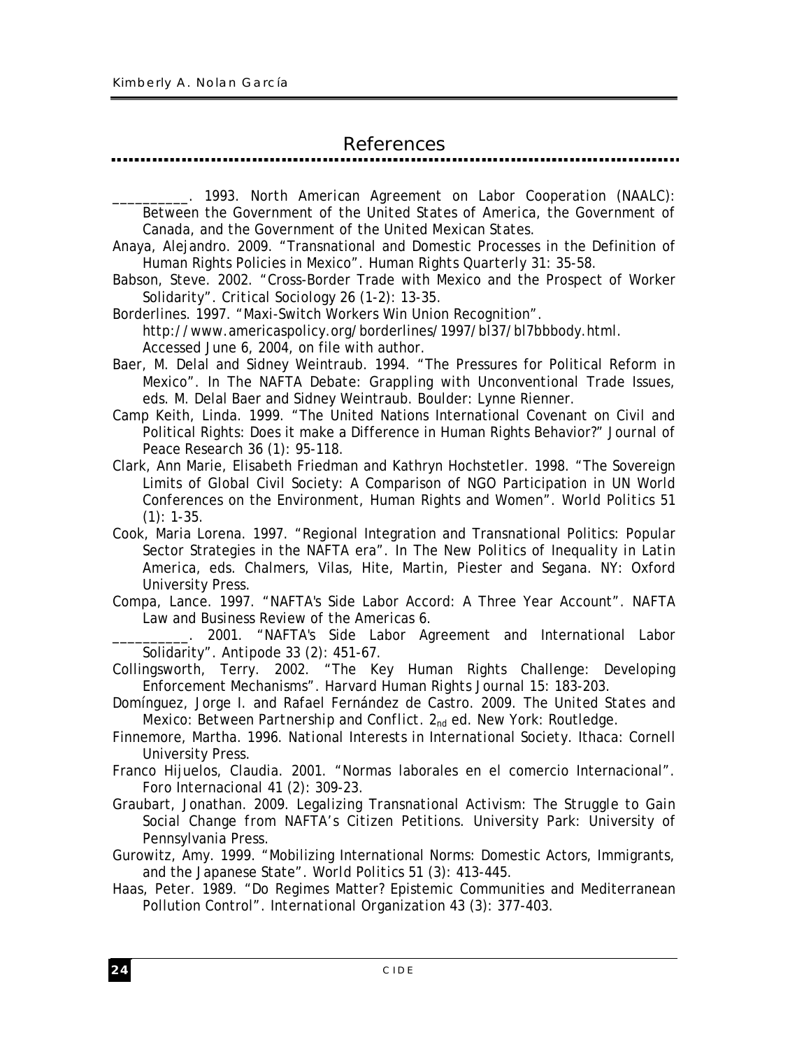## References

__________. 1993. *North American Agreement on Labor Cooperation (NAALC): Between the Government of the United States of America, the Government of Canada, and the Government of the United Mexican States.*

Anaya, Alejandro. 2009. "Transnational and Domestic Processes in the Definition of Human Rights Policies in Mexico". *Human Rights Quarterly* 31: 35-58.

Babson, Steve. 2002. "Cross-Border Trade with Mexico and the Prospect of Worker Solidarity". *Critical Sociology* 26 (1-2): 13-35.

Borderlines. 1997. "Maxi-Switch Workers Win Union Recognition". http://www.americaspolicy.org/borderlines/1997/bl37/bl7bbbody.html. Accessed June 6, 2004, on file with author.

Baer, M. Delal and Sidney Weintraub. 1994. "The Pressures for Political Reform in Mexico". In *The NAFTA Debate: Grappling with Unconventional Trade Issues*, eds. M. Delal Baer and Sidney Weintraub. Boulder: Lynne Rienner.

Camp Keith, Linda. 1999. "The United Nations International Covenant on Civil and Political Rights: Does it make a Difference in Human Rights Behavior?" *Journal of Peace Research* 36 (1): 95-118.

Clark, Ann Marie, Elisabeth Friedman and Kathryn Hochstetler. 1998. "The Sovereign Limits of Global Civil Society: A Comparison of NGO Participation in UN World Conferences on the Environment, Human Rights and Women". *World Politics* 51 (1): 1-35.

Cook, Maria Lorena. 1997. "Regional Integration and Transnational Politics: Popular Sector Strategies in the NAFTA era". In *The New Politics of Inequality in Latin America*, eds. Chalmers, Vilas, Hite, Martin, Piester and Segana. NY: Oxford University Press.

Compa, Lance. 1997. "NAFTA's Side Labor Accord: A Three Year Account". *NAFTA Law and Business Review of the Americas* 6.

__________. 2001. "NAFTA's Side Labor Agreement and International Labor Solidarity". *Antipode* 33 (2): 451-67.

Collingsworth, Terry. 2002. "The Key Human Rights Challenge: Developing Enforcement Mechanisms". *Harvard Human Rights Journal* 15: 183-203.

Domínguez, Jorge I. and Rafael Fernández de Castro. 2009. *The United States and Mexico: Between Partnership and Conflict*. $2_{nd}$ ed. New York: Routledge.

Finnemore, Martha. 1996. *National Interests in International Society*. Ithaca: Cornell University Press.

Franco Hijuelos, Claudia. 2001. "Normas laborales en el comercio Internacional". *Foro Internacional* 41 (2): 309-23.

Graubart, Jonathan. 2009. *Legalizing Transnational Activism: The Struggle to Gain Social Change from NAFTA's Citizen Petitions*. University Park: University of Pennsylvania Press.

Gurowitz, Amy. 1999. "Mobilizing International Norms: Domestic Actors, Immigrants, and the Japanese State". *World Politics* 51 (3): 413-445.

Haas, Peter. 1989. "Do Regimes Matter? Epistemic Communities and Mediterranean Pollution Control". *International Organization* 43 (3): 377-403.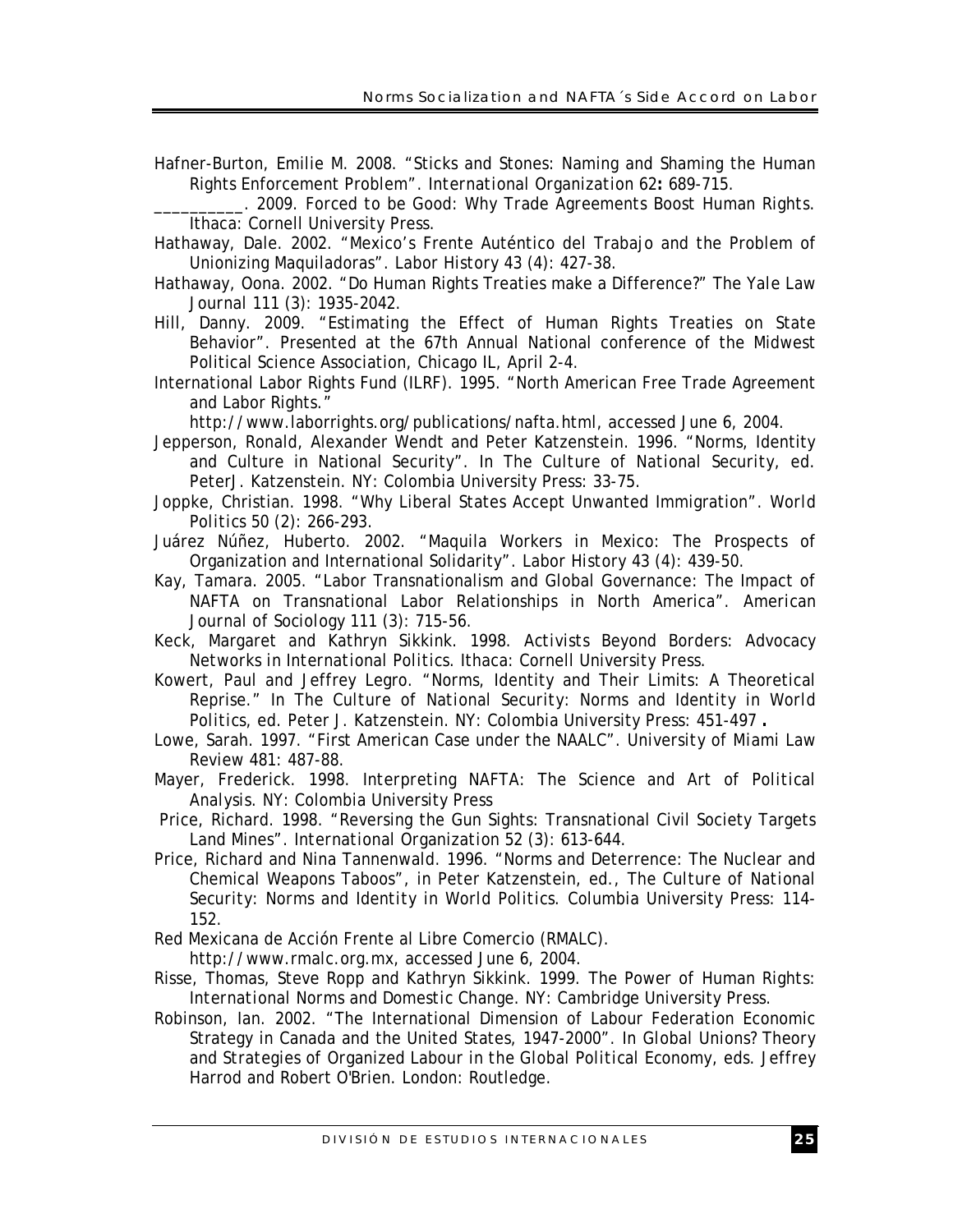Hafner-Burton, Emilie M. 2008. "Sticks and Stones: Naming and Shaming the Human Rights Enforcement Problem". *International Organization* 62**:** 689-715.

__________. 2009. *Forced to be Good: Why Trade Agreements Boost Human Rights.* Ithaca: Cornell University Press.

Hathaway, Dale. 2002. "Mexico's Frente Auténtico del Trabajo and the Problem of Unionizing Maquiladoras". *Labor History* 43 (4): 427-38.

Hathaway, Oona. 2002. "Do Human Rights Treaties make a Difference?" *The Yale Law Journal* 111 (3): 1935-2042.

Hill, Danny. 2009. "Estimating the Effect of Human Rights Treaties on State Behavior". Presented at the 67th Annual National conference of the Midwest Political Science Association, Chicago IL, April 2-4.

International Labor Rights Fund (ILRF). 1995. "North American Free Trade Agreement and Labor Rights." http://www.laborrights.org/publications/nafta.html, accessed June 6, 2004.

Jepperson, Ronald, Alexander Wendt and Peter Katzenstein. 1996. "Norms, Identity and Culture in National Security". In *The Culture of National Security*, ed. PeterJ. Katzenstein. NY: Colombia University Press: 33-75.

Joppke, Christian. 1998. "Why Liberal States Accept Unwanted Immigration". *World Politics* 50 (2): 266-293.

Juárez Núñez, Huberto. 2002. "Maquila Workers in Mexico: The Prospects of Organization and International Solidarity". *Labor History* 43 (4): 439-50.

Kay, Tamara. 2005. "Labor Transnationalism and Global Governance: The Impact of NAFTA on Transnational Labor Relationships in North America". *American Journal of Sociology* 111 (3): 715-56.

Keck, Margaret and Kathryn Sikkink. 1998. *Activists Beyond Borders: Advocacy Networks in International Politics.* Ithaca: Cornell University Press.

Kowert, Paul and Jeffrey Legro. "Norms, Identity and Their Limits: A Theoretical Reprise." In *The Culture of National Security: Norms and Identity in World Politics*, ed. Peter J. Katzenstein. NY: Colombia University Press: 451-497**.**

Lowe, Sarah. 1997. "First American Case under the NAALC". *University of Miami Law Review* 481: 487-88.

Mayer, Frederick. 1998. *Interpreting NAFTA: The Science and Art of Political Analysis.* NY: Colombia University Press

Price, Richard. 1998. "Reversing the Gun Sights: Transnational Civil Society Targets Land Mines". *International Organization* 52 (3): 613-644.

Price, Richard and Nina Tannenwald. 1996. "Norms and Deterrence: The Nuclear and Chemical Weapons Taboos", in Peter Katzenstein, ed., *The Culture of National Security: Norms and Identity in World Politics*. Columbia University Press: 114-152.

Red Mexicana de Acción Frente al Libre Comercio (RMALC). http://www.rmalc.org.mx, accessed June 6, 2004.

Risse, Thomas, Steve Ropp and Kathryn Sikkink. 1999. *The Power of Human Rights: International Norms and Domestic Change.* NY: Cambridge University Press.

Robinson, Ian. 2002. "The International Dimension of Labour Federation Economic Strategy in Canada and the United States, 1947-2000". In *Global Unions? Theory and Strategies of Organized Labour in the Global Political Economy*, eds. Jeffrey Harrod and Robert O'Brien. London: Routledge.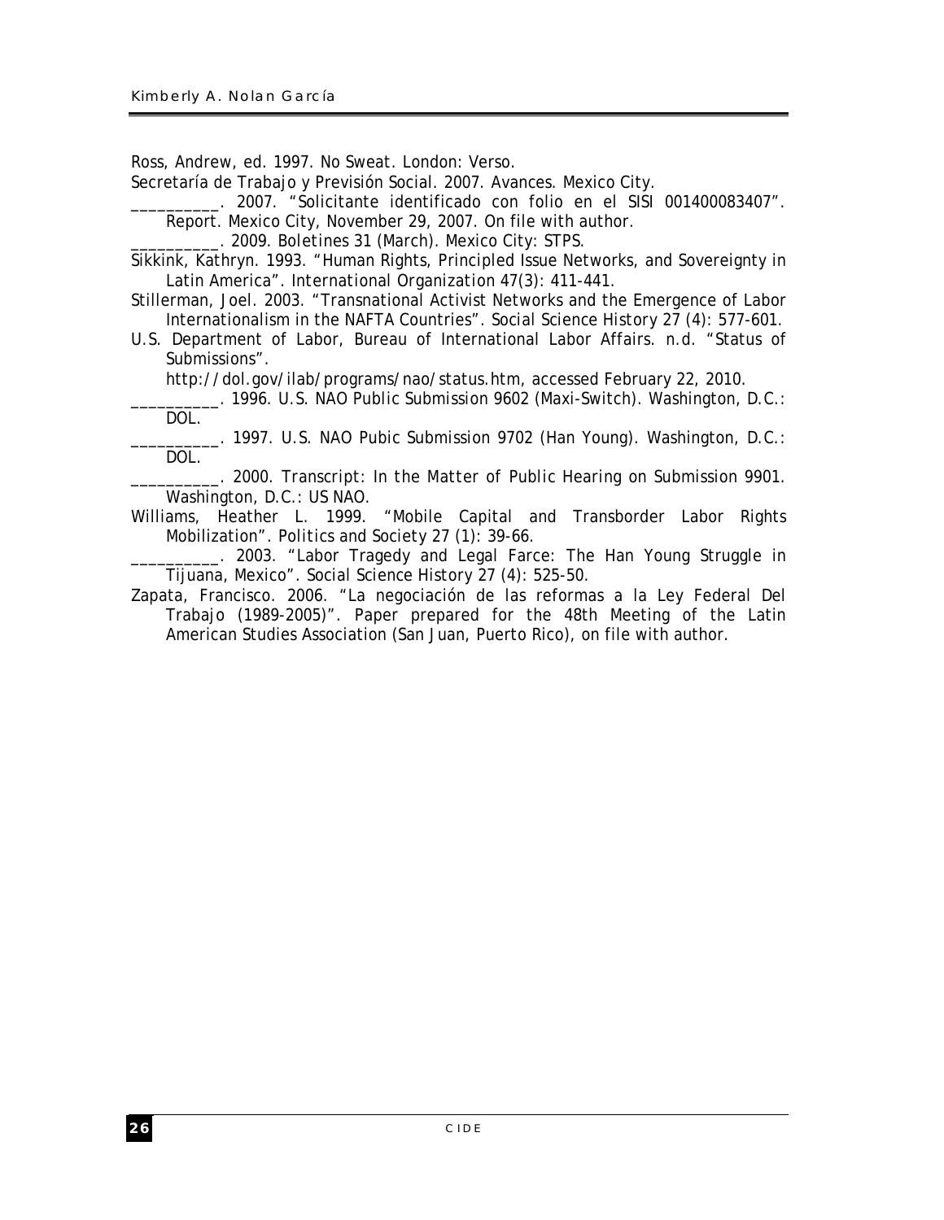Ross, Andrew, ed. 1997. *No Sweat*. London: Verso.

Secretaría de Trabajo y Previsión Social. 2007. *Avances*. Mexico City.

__________. 2007. "Solicitante identificado con folio en el SISI 001400083407". Report. Mexico City, November 29, 2007. On file with author.

__________. 2009. *Boletines* 31 (March). Mexico City: STPS.

Sikkink, Kathryn. 1993. "Human Rights, Principled Issue Networks, and Sovereignty in Latin America". *International Organization* 47(3): 411-441.

Stillerman, Joel. 2003. "Transnational Activist Networks and the Emergence of Labor Internationalism in the NAFTA Countries". *Social Science History* 27 (4): 577-601.

U.S. Department of Labor, Bureau of International Labor Affairs. n.d. "Status of Submissions". http://dol.gov/ilab/programs/nao/status.htm, accessed February 22, 2010.

__________. 1996. *U.S. NAO Public Submission 9602 (Maxi-Switch)*. Washington, D.C.: DOL.

__________. 1997. *U.S. NAO Pubic Submission 9702 (Han Young)*. Washington, D.C.: DOL.

__________. 2000. *Transcript: In the Matter of Public Hearing on Submission 9901*. Washington, D.C.: US NAO.

Williams, Heather L. 1999. "Mobile Capital and Transborder Labor Rights Mobilization". *Politics and Society* 27 (1): 39-66.

__________. 2003. "Labor Tragedy and Legal Farce: The Han Young Struggle in Tijuana, Mexico". *Social Science History* 27 (4): 525-50.

Zapata, Francisco. 2006. "La negociación de las reformas a la Ley Federal Del Trabajo (1989-2005)". Paper prepared for the 48th Meeting of the Latin American Studies Association (San Juan, Puerto Rico), on file with author.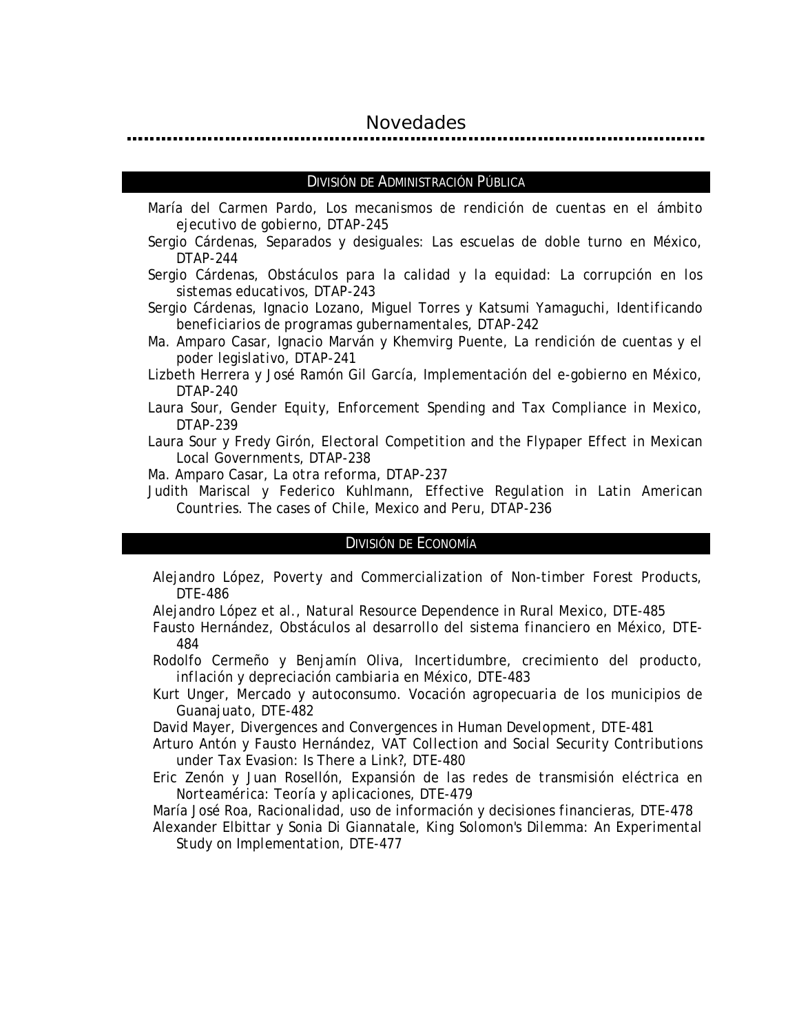# Novedades

## DIVISIÓN DE ADMINISTRACIÓN PÚBLICA

María del Carmen Pardo, *Los mecanismos de rendición de cuentas en el ámbito ejecutivo de gobierno*, DTAP-245

Sergio Cárdenas, *Separados y desiguales: Las escuelas de doble turno en México*, DTAP-244

Sergio Cárdenas, *Obstáculos para la calidad y la equidad: La corrupción en los sistemas educativos*, DTAP-243

Sergio Cárdenas, Ignacio Lozano, Miguel Torres y Katsumi Yamaguchi, *Identificando beneficiarios de programas gubernamentales*, DTAP-242

Ma. Amparo Casar, Ignacio Marván y Khemvirg Puente, *La rendición de cuentas y el poder legislativo*, DTAP-241

Lizbeth Herrera y José Ramón Gil García, *Implementación del e-gobierno en México*, DTAP-240

Laura Sour, *Gender Equity, Enforcement Spending and Tax Compliance in Mexico*, DTAP-239

Laura Sour y Fredy Girón, *Electoral Competition and the Flypaper Effect in Mexican Local Governments*, DTAP-238

Ma. Amparo Casar, *La otra reforma*, DTAP-237

Judith Mariscal y Federico Kuhlmann, *Effective Regulation in Latin American Countries. The cases of Chile, Mexico and Peru*, DTAP-236

## DIVISIÓN DE ECONOMÍA

Alejandro López, *Poverty and Commercialization of Non-timber Forest Products*, DTE-486

Alejandro López et al., *Natural Resource Dependence in Rural Mexico*, DTE-485

Fausto Hernández, *Obstáculos al desarrollo del sistema financiero en México*, DTE-484

Rodolfo Cermeño y Benjamín Oliva, *Incertidumbre, crecimiento del producto, inflación y depreciación cambiaria en México*, DTE-483

Kurt Unger, *Mercado y autoconsumo. Vocación agropecuaria de los municipios de Guanajuato*, DTE-482

David Mayer, *Divergences and Convergences in Human Development*, DTE-481

Arturo Antón y Fausto Hernández, *VAT Collection and Social Security Contributions under Tax Evasion: Is There a Link?*, DTE-480

Eric Zenón y Juan Rosellón, *Expansión de las redes de transmisión eléctrica en Norteamérica: Teoría y aplicaciones*, DTE-479

María José Roa, *Racionalidad, uso de información y decisiones financieras*, DTE-478

Alexander Elbittar y Sonia Di Giannatale, *King Solomon's Dilemma: An Experimental Study on Implementation*, DTE-477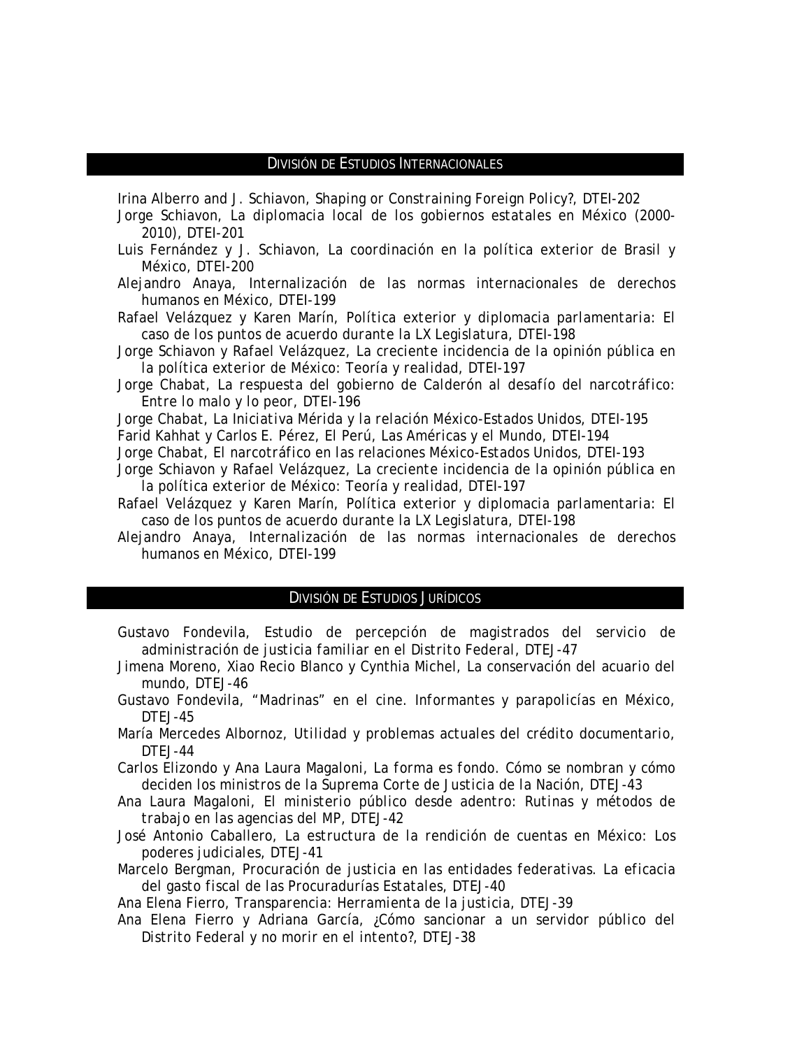## División de Estudios Internacionales

Irina Alberro and J. Schiavon, Shaping or Constraining Foreign Policy?, DTEI-202

Jorge Schiavon, La diplomacia local de los gobiernos estatales en México (2000-2010), DTEI-201

Luis Fernández y J. Schiavon, La coordinación en la política exterior de Brasil y México, DTEI-200

Alejandro Anaya, Internalización de las normas internacionales de derechos humanos en México, DTEI-199

Rafael Velázquez y Karen Marín, Política exterior y diplomacia parlamentaria: El caso de los puntos de acuerdo durante la LX Legislatura, DTEI-198

Jorge Schiavon y Rafael Velázquez, La creciente incidencia de la opinión pública en la política exterior de México: Teoría y realidad, DTEI-197

Jorge Chabat, La respuesta del gobierno de Calderón al desafío del narcotráfico: Entre lo malo y lo peor, DTEI-196

Jorge Chabat, La Iniciativa Mérida y la relación México-Estados Unidos, DTEI-195

Farid Kahhat y Carlos E. Pérez, El Perú, Las Américas y el Mundo, DTEI-194

Jorge Chabat, El narcotráfico en las relaciones México-Estados Unidos, DTEI-193

Jorge Schiavon y Rafael Velázquez, La creciente incidencia de la opinión pública en la política exterior de México: Teoría y realidad, DTEI-197

Rafael Velázquez y Karen Marín, Política exterior y diplomacia parlamentaria: El caso de los puntos de acuerdo durante la LX Legislatura, DTEI-198

Alejandro Anaya, Internalización de las normas internacionales de derechos humanos en México, DTEI-199

## División de Estudios Jurídicos

Gustavo Fondevila, Estudio de percepción de magistrados del servicio de administración de justicia familiar en el Distrito Federal, DTEJ-47

Jimena Moreno, Xiao Recio Blanco y Cynthia Michel, La conservación del acuario del mundo, DTEJ-46

Gustavo Fondevila, "Madrinas" en el cine. Informantes y parapolicías en México, DTEJ-45

María Mercedes Albornoz, Utilidad y problemas actuales del crédito documentario, DTEJ-44

Carlos Elizondo y Ana Laura Magaloni, La forma es fondo. Cómo se nombran y cómo deciden los ministros de la Suprema Corte de Justicia de la Nación, DTEJ-43

Ana Laura Magaloni, El ministerio público desde adentro: Rutinas y métodos de trabajo en las agencias del MP, DTEJ-42

José Antonio Caballero, La estructura de la rendición de cuentas en México: Los poderes judiciales, DTEJ-41

Marcelo Bergman, Procuración de justicia en las entidades federativas. La eficacia del gasto fiscal de las Procuradurías Estatales, DTEJ-40

Ana Elena Fierro, Transparencia: Herramienta de la justicia, DTEJ-39

Ana Elena Fierro y Adriana García, ¿Cómo sancionar a un servidor público del Distrito Federal y no morir en el intento?, DTEJ-38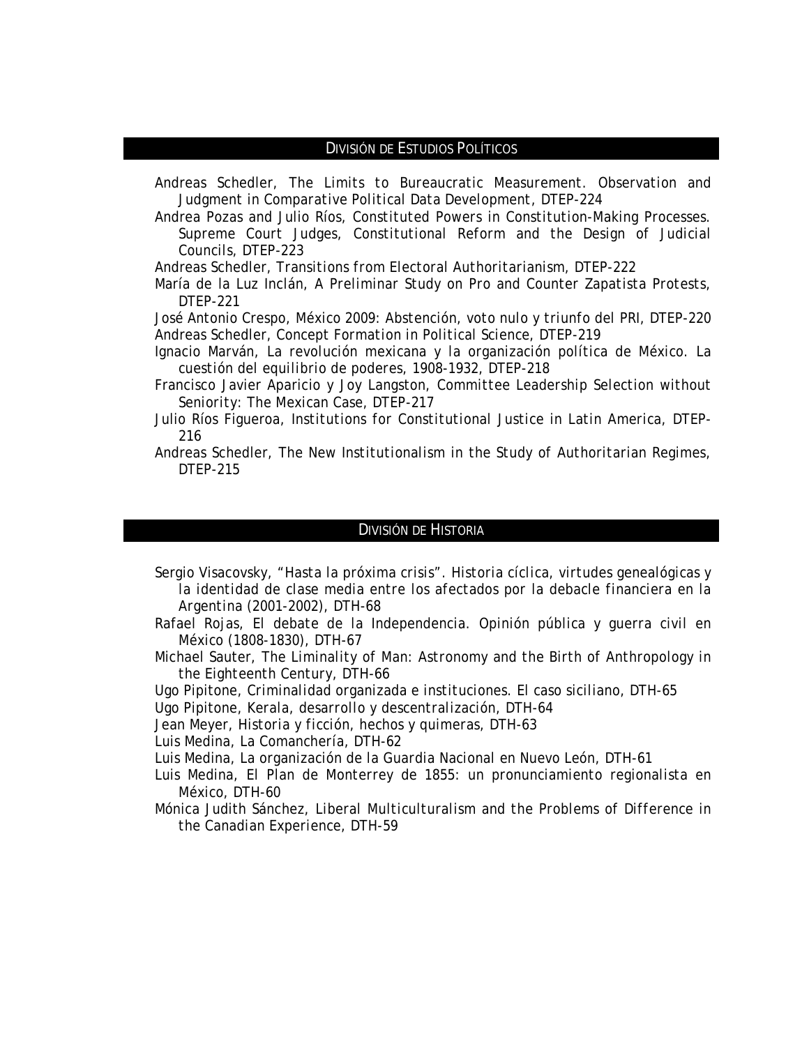## DIVISIÓN DE ESTUDIOS POLÍTICOS

Andreas Schedler, *The Limits to Bureaucratic Measurement. Observation and Judgment in Comparative Political Data Development*, DTEP-224

Andrea Pozas and Julio Ríos, *Constituted Powers in Constitution-Making Processes. Supreme Court Judges, Constitutional Reform and the Design of Judicial Councils*, DTEP-223

Andreas Schedler, *Transitions from Electoral Authoritarianism*, DTEP-222

María de la Luz Inclán, *A Preliminar Study on Pro and Counter Zapatista Protests*, DTEP-221

José Antonio Crespo, *México 2009: Abstención, voto nulo y triunfo del PRI*, DTEP-220

Andreas Schedler, *Concept Formation in Political Science*, DTEP-219

Ignacio Marván, *La revolución mexicana y la organización política de México. La cuestión del equilibrio de poderes, 1908-1932*, DTEP-218

Francisco Javier Aparicio y Joy Langston, *Committee Leadership Selection without Seniority: The Mexican Case*, DTEP-217

Julio Ríos Figueroa, *Institutions for Constitutional Justice in Latin America*, DTEP-216

Andreas Schedler, *The New Institutionalism in the Study of Authoritarian Regimes*, DTEP-215

## DIVISIÓN DE HISTORIA

Sergio Visacovsky, *"Hasta la próxima crisis". Historia cíclica, virtudes genealógicas y la identidad de clase media entre los afectados por la debacle financiera en la Argentina (2001-2002)*, DTH-68

Rafael Rojas, *El debate de la Independencia. Opinión pública y guerra civil en México (1808-1830)*, DTH-67

Michael Sauter, *The Liminality of Man: Astronomy and the Birth of Anthropology in the Eighteenth Century*, DTH-66

Ugo Pipitone, *Criminalidad organizada e instituciones. El caso siciliano*, DTH-65

Ugo Pipitone, *Kerala, desarrollo y descentralización*, DTH-64

Jean Meyer, *Historia y ficción, hechos y quimeras*, DTH-63

Luis Medina, *La Comanchería*, DTH-62

Luis Medina, *La organización de la Guardia Nacional en Nuevo León*, DTH-61

Luis Medina, *El Plan de Monterrey de 1855: un pronunciamiento regionalista en México*, DTH-60

Mónica Judith Sánchez, *Liberal Multiculturalism and the Problems of Difference in the Canadian Experience*, DTH-59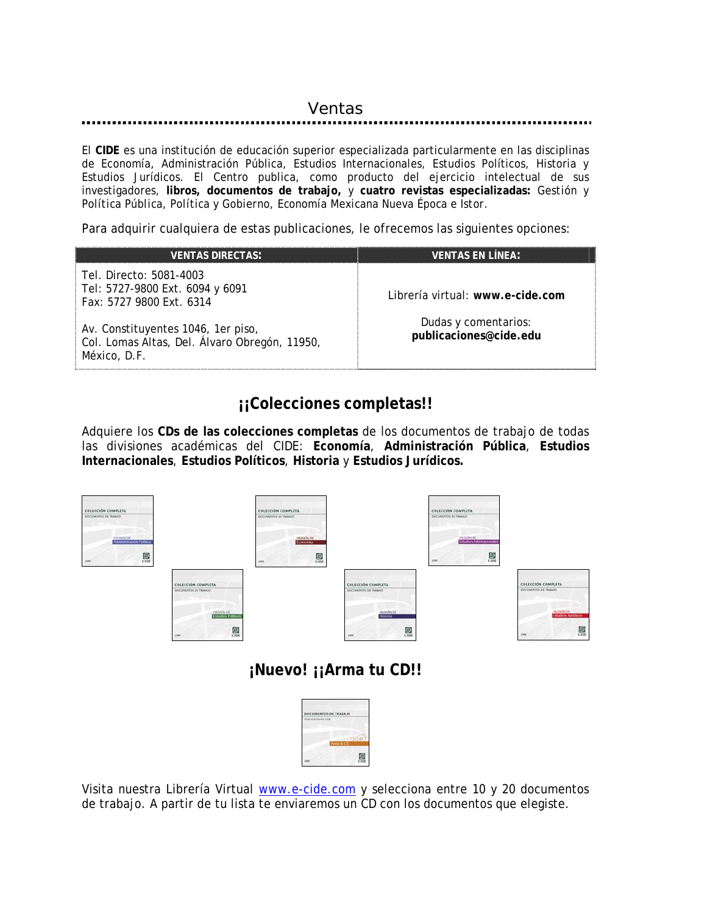# Ventas

El **CIDE** es una institución de educación superior especializada particularmente en las disciplinas de Economía, Administración Pública, Estudios Internacionales, Estudios Políticos, Historia y Estudios Jurídicos. El Centro publica, como producto del ejercicio intelectual de sus investigadores, **libros, documentos de trabajo,** y **cuatro revistas especializadas:** Gestión y Política Pública, Política y Gobierno, Economía Mexicana Nueva Época e Istor.

Para adquirir cualquiera de estas publicaciones, le ofrecemos las siguientes opciones:

| VENTAS DIRECTAS: | VENTAS EN LÍNEA: |
|---|---|
| Tel. Directo: 5081-4003<br>Tel: 5727-9800 Ext. 6094 y 6091<br>Fax: 5727 9800 Ext. 6314<br><br>Av. Constituyentes 1046, 1er piso,<br>Col. Lomas Altas, Del. Álvaro Obregón, 11950,<br>México, D.F. | Librería virtual: **www.e-cide.com**<br><br>Dudas y comentarios:<br>**publicaciones@cide.edu** |

## ¡¡Colecciones completas!!

Adquiere los **CDs de las colecciones completas** de los documentos de trabajo de todas las divisiones académicas del CIDE: **Economía**, **Administración Pública**, **Estudios Internacionales**, **Estudios Políticos**, **Historia** y **Estudios Jurídicos.**

## ¡Nuevo! ¡¡Arma tu CD!!

Visita nuestra Librería Virtual www.e-cide.com y selecciona entre 10 y 20 documentos de trabajo. A partir de tu lista te enviaremos un CD con los documentos que elegiste.